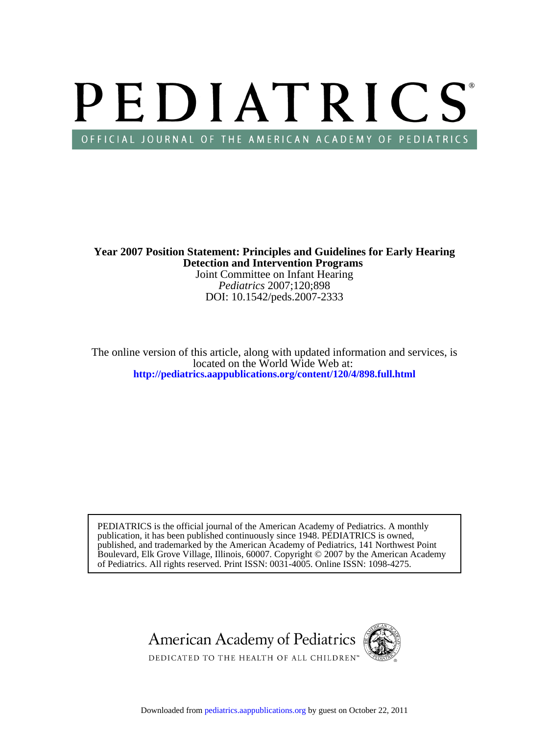# PEDIATRICS®

OFFICIAL JOURNAL OF THE AMERICAN ACADEMY OF PEDIATRICS

**Year 2007 Position Statement: Principles and Guidelines for Early Hearing Detection and Intervention Programs**

Joint Committee on Infant Hearing

*Pediatrics* 2007;120;898

DOI: 10.1542/peds.2007-2333

The online version of this article, along with updated information and services, is located on the World Wide Web at:

**http://pediatrics.aappublications.org/content/120/4/898.full.html**

PEDIATRICS is the official journal of the American Academy of Pediatrics. A monthly publication, it has been published continuously since 1948. PEDIATRICS is owned, published, and trademarked by the American Academy of Pediatrics, 141 Northwest Point Boulevard, Elk Grove Village, Illinois, 60007. Copyright © 2007 by the American Academy of Pediatrics. All rights reserved. Print ISSN: 0031-4005. Online ISSN: 1098-4275.

American Academy of Pediatrics

DEDICATED TO THE HEALTH OF ALL CHILDREN™

Downloaded from pediatrics.aappublications.org by guest on October 22, 2011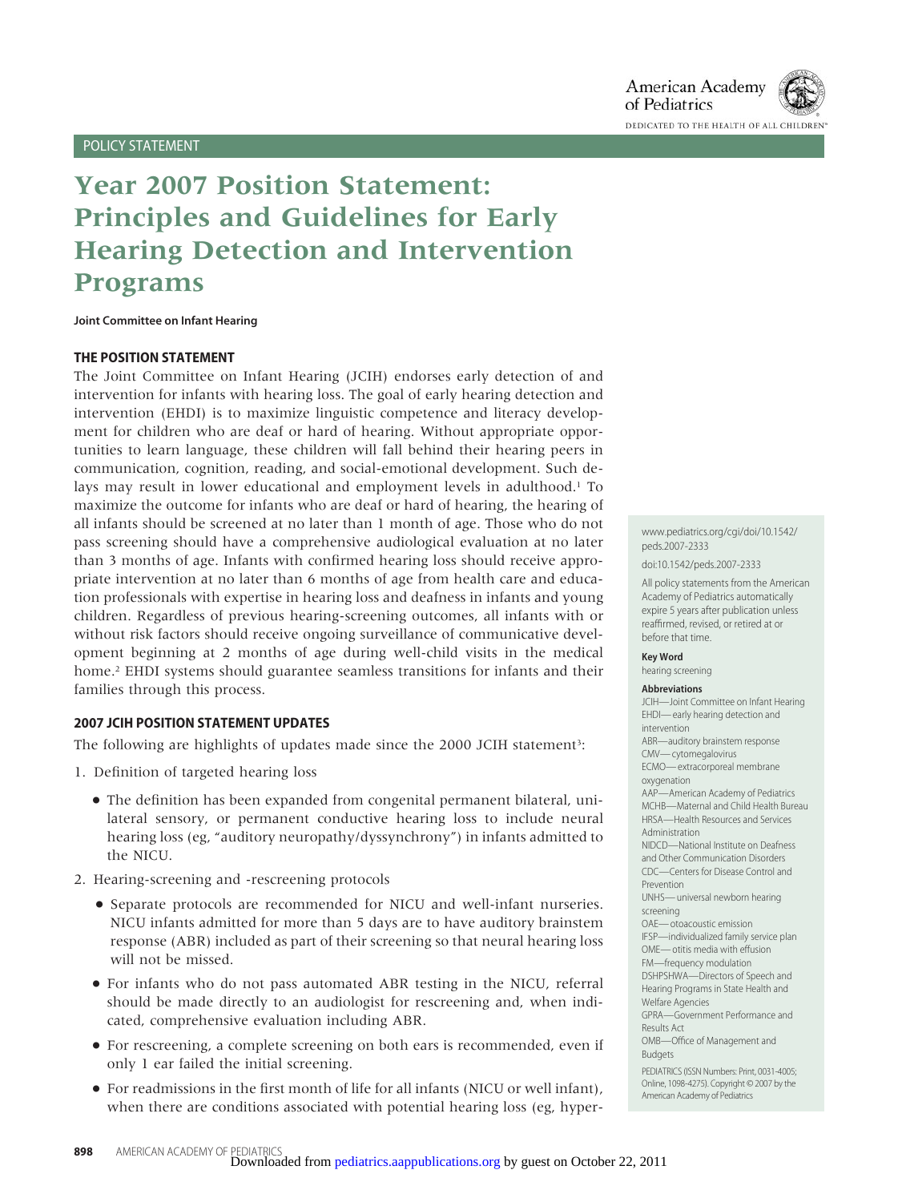POLICY STATEMENT

# Year 2007 Position Statement: Principles and Guidelines for Early Hearing Detection and Intervention Programs

**Joint Committee on Infant Hearing**

## THE POSITION STATEMENT

The Joint Committee on Infant Hearing (JCIH) endorses early detection of and intervention for infants with hearing loss. The goal of early hearing detection and intervention (EHDI) is to maximize linguistic competence and literacy development for children who are deaf or hard of hearing. Without appropriate opportunities to learn language, these children will fall behind their hearing peers in communication, cognition, reading, and social-emotional development. Such delays may result in lower educational and employment levels in adulthood.[1] To maximize the outcome for infants who are deaf or hard of hearing, the hearing of all infants should be screened at no later than 1 month of age. Those who do not pass screening should have a comprehensive audiological evaluation at no later than 3 months of age. Infants with confirmed hearing loss should receive appropriate intervention at no later than 6 months of age from health care and education professionals with expertise in hearing loss and deafness in infants and young children. Regardless of previous hearing-screening outcomes, all infants with or without risk factors should receive ongoing surveillance of communicative development beginning at 2 months of age during well-child visits in the medical home.[2] EHDI systems should guarantee seamless transitions for infants and their families through this process.

## 2007 JCIH POSITION STATEMENT UPDATES

The following are highlights of updates made since the 2000 JCIH statement[3]:

1. Definition of targeted hearing loss
   - The definition has been expanded from congenital permanent bilateral, unilateral sensory, or permanent conductive hearing loss to include neural hearing loss (eg, "auditory neuropathy/dyssynchrony") in infants admitted to the NICU.
2. Hearing-screening and -rescreening protocols
   - Separate protocols are recommended for NICU and well-infant nurseries. NICU infants admitted for more than 5 days are to have auditory brainstem response (ABR) included as part of their screening so that neural hearing loss will not be missed.
   - For infants who do not pass automated ABR testing in the NICU, referral should be made directly to an audiologist for rescreening and, when indicated, comprehensive evaluation including ABR.
   - For rescreening, a complete screening on both ears is recommended, even if only 1 ear failed the initial screening.
   - For readmissions in the first month of life for all infants (NICU or well infant), when there are conditions associated with potential hearing loss (eg, hyper-

www.pediatrics.org/cgi/doi/10.1542/peds.2007-2333

doi:10.1542/peds.2007-2333

All policy statements from the American Academy of Pediatrics automatically expire 5 years after publication unless reaffirmed, revised, or retired at or before that time.

**Key Word**

hearing screening

**Abbreviations**

JCIH—Joint Committee on Infant Hearing
EHDI—early hearing detection and intervention
ABR—auditory brainstem response
CMV—cytomegalovirus
ECMO—extracorporeal membrane oxygenation
AAP—American Academy of Pediatrics
MCHB—Maternal and Child Health Bureau
HRSA—Health Resources and Services Administration
NIDCD—National Institute on Deafness and Other Communication Disorders
CDC—Centers for Disease Control and Prevention
UNHS—universal newborn hearing screening
OAE—otoacoustic emission
IFSP—individualized family service plan
OME—otitis media with effusion
FM—frequency modulation
DSHPSHWA—Directors of Speech and Hearing Programs in State Health and Welfare Agencies
GPRA—Government Performance and Results Act
OMB—Office of Management and Budgets

PEDIATRICS (ISSN Numbers: Print, 0031-4005; Online, 1098-4275). Copyright © 2007 by the American Academy of Pediatrics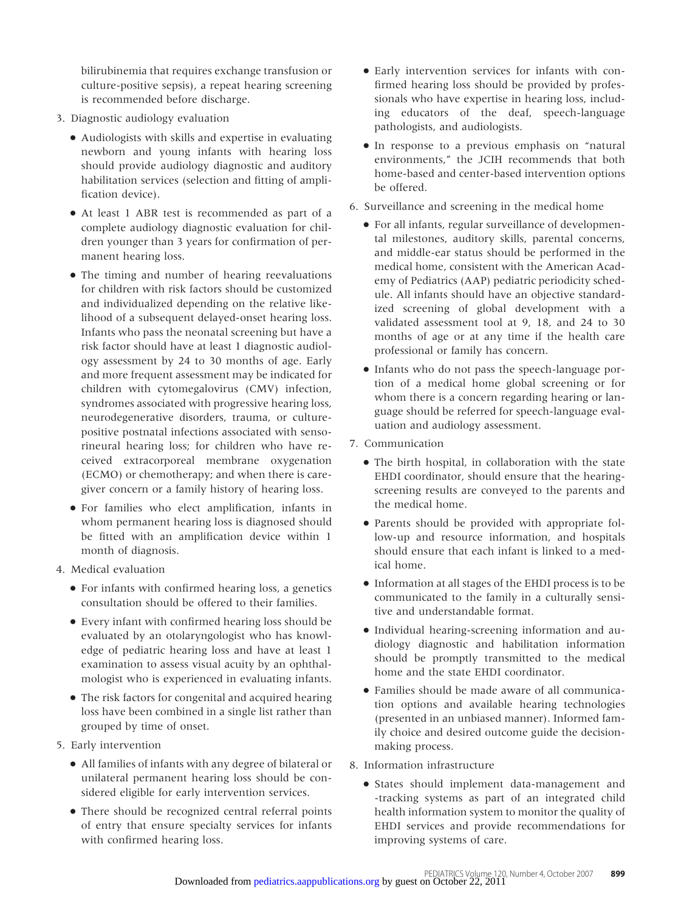bilirubinemia that requires exchange transfusion or culture-positive sepsis), a repeat hearing screening is recommended before discharge.

3. Diagnostic audiology evaluation
   - Audiologists with skills and expertise in evaluating newborn and young infants with hearing loss should provide audiology diagnostic and auditory habilitation services (selection and fitting of amplification device).
   - At least 1 ABR test is recommended as part of a complete audiology diagnostic evaluation for children younger than 3 years for confirmation of permanent hearing loss.
   - The timing and number of hearing reevaluations for children with risk factors should be customized and individualized depending on the relative likelihood of a subsequent delayed-onset hearing loss. Infants who pass the neonatal screening but have a risk factor should have at least 1 diagnostic audiology assessment by 24 to 30 months of age. Early and more frequent assessment may be indicated for children with cytomegalovirus (CMV) infection, syndromes associated with progressive hearing loss, neurodegenerative disorders, trauma, or culture-positive postnatal infections associated with sensorineural hearing loss; for children who have received extracorporeal membrane oxygenation (ECMO) or chemotherapy; and when there is caregiver concern or a family history of hearing loss.
   - For families who elect amplification, infants in whom permanent hearing loss is diagnosed should be fitted with an amplification device within 1 month of diagnosis.
4. Medical evaluation
   - For infants with confirmed hearing loss, a genetics consultation should be offered to their families.
   - Every infant with confirmed hearing loss should be evaluated by an otolaryngologist who has knowledge of pediatric hearing loss and have at least 1 examination to assess visual acuity by an ophthalmologist who is experienced in evaluating infants.
   - The risk factors for congenital and acquired hearing loss have been combined in a single list rather than grouped by time of onset.
5. Early intervention
   - All families of infants with any degree of bilateral or unilateral permanent hearing loss should be considered eligible for early intervention services.
   - There should be recognized central referral points of entry that ensure specialty services for infants with confirmed hearing loss.
   - Early intervention services for infants with confirmed hearing loss should be provided by professionals who have expertise in hearing loss, including educators of the deaf, speech-language pathologists, and audiologists.
   - In response to a previous emphasis on "natural environments," the JCIH recommends that both home-based and center-based intervention options be offered.
6. Surveillance and screening in the medical home
   - For all infants, regular surveillance of developmental milestones, auditory skills, parental concerns, and middle-ear status should be performed in the medical home, consistent with the American Academy of Pediatrics (AAP) pediatric periodicity schedule. All infants should have an objective standardized screening of global development with a validated assessment tool at 9, 18, and 24 to 30 months of age or at any time if the health care professional or family has concern.
   - Infants who do not pass the speech-language portion of a medical home global screening or for whom there is a concern regarding hearing or language should be referred for speech-language evaluation and audiology assessment.
7. Communication
   - The birth hospital, in collaboration with the state EHDI coordinator, should ensure that the hearing-screening results are conveyed to the parents and the medical home.
   - Parents should be provided with appropriate follow-up and resource information, and hospitals should ensure that each infant is linked to a medical home.
   - Information at all stages of the EHDI process is to be communicated to the family in a culturally sensitive and understandable format.
   - Individual hearing-screening information and audiology diagnostic and habilitation information should be promptly transmitted to the medical home and the state EHDI coordinator.
   - Families should be made aware of all communication options and available hearing technologies (presented in an unbiased manner). Informed family choice and desired outcome guide the decision-making process.
8. Information infrastructure
   - States should implement data-management and -tracking systems as part of an integrated child health information system to monitor the quality of EHDI services and provide recommendations for improving systems of care.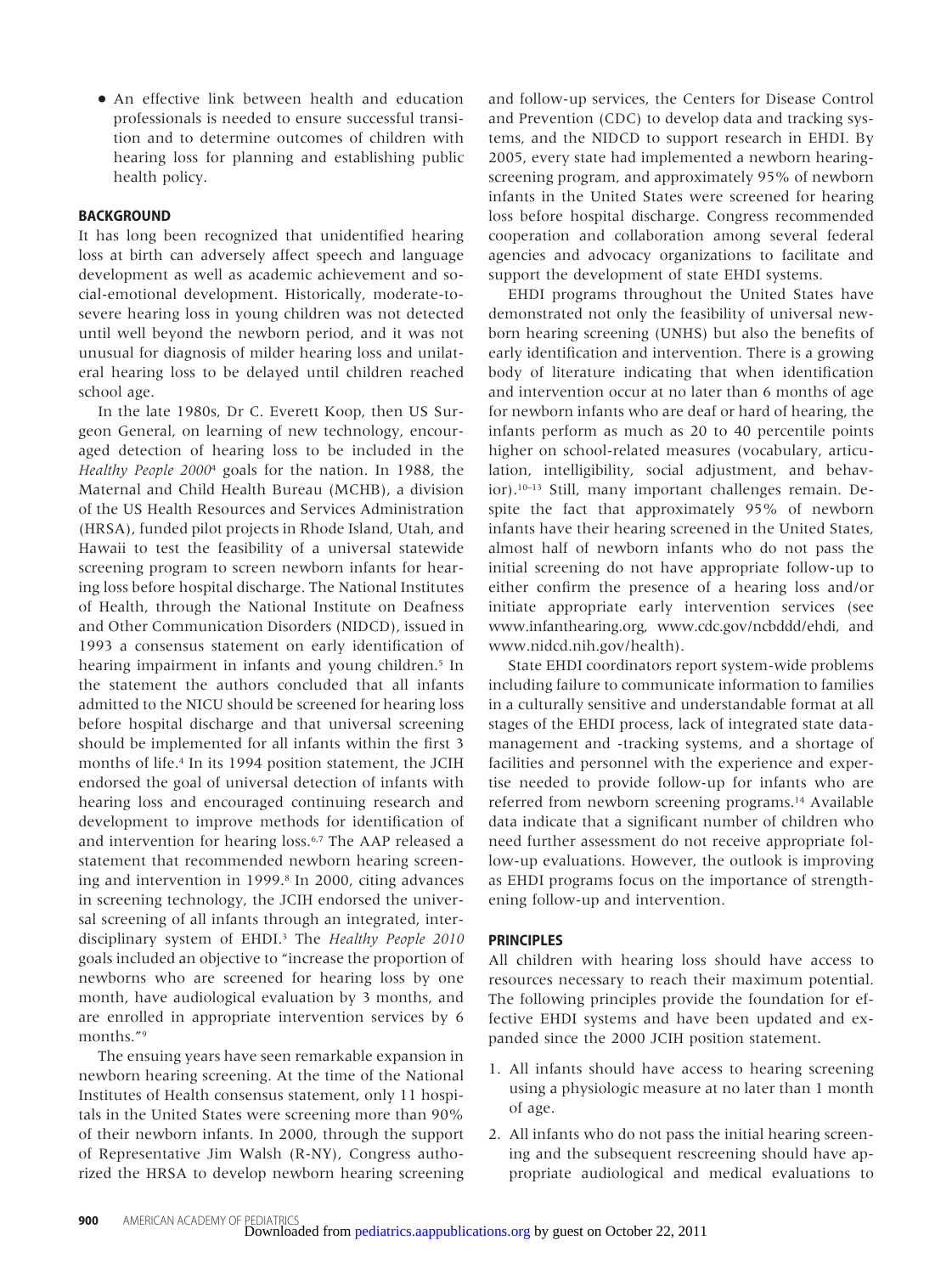- An effective link between health and education professionals is needed to ensure successful transition and to determine outcomes of children with hearing loss for planning and establishing public health policy.

## BACKGROUND

It has long been recognized that unidentified hearing loss at birth can adversely affect speech and language development as well as academic achievement and social-emotional development. Historically, moderate-to-severe hearing loss in young children was not detected until well beyond the newborn period, and it was not unusual for diagnosis of milder hearing loss and unilateral hearing loss to be delayed until children reached school age.

In the late 1980s, Dr C. Everett Koop, then US Surgeon General, on learning of new technology, encouraged detection of hearing loss to be included in the *Healthy People 2000*[4] goals for the nation. In 1988, the Maternal and Child Health Bureau (MCHB), a division of the US Health Resources and Services Administration (HRSA), funded pilot projects in Rhode Island, Utah, and Hawaii to test the feasibility of a universal statewide screening program to screen newborn infants for hearing loss before hospital discharge. The National Institutes of Health, through the National Institute on Deafness and Other Communication Disorders (NIDCD), issued in 1993 a consensus statement on early identification of hearing impairment in infants and young children.[5] In the statement the authors concluded that all infants admitted to the NICU should be screened for hearing loss before hospital discharge and that universal screening should be implemented for all infants within the first 3 months of life.[4] In its 1994 position statement, the JCIH endorsed the goal of universal detection of infants with hearing loss and encouraged continuing research and development to improve methods for identification of and intervention for hearing loss.[6,7] The AAP released a statement that recommended newborn hearing screening and intervention in 1999.[8] In 2000, citing advances in screening technology, the JCIH endorsed the universal screening of all infants through an integrated, interdisciplinary system of EHDI.[3] The *Healthy People 2010* goals included an objective to "increase the proportion of newborns who are screened for hearing loss by one month, have audiological evaluation by 3 months, and are enrolled in appropriate intervention services by 6 months."[9]

The ensuing years have seen remarkable expansion in newborn hearing screening. At the time of the National Institutes of Health consensus statement, only 11 hospitals in the United States were screening more than 90% of their newborn infants. In 2000, through the support of Representative Jim Walsh (R-NY), Congress authorized the HRSA to develop newborn hearing screening and follow-up services, the Centers for Disease Control and Prevention (CDC) to develop data and tracking systems, and the NIDCD to support research in EHDI. By 2005, every state had implemented a newborn hearing-screening program, and approximately 95% of newborn infants in the United States were screened for hearing loss before hospital discharge. Congress recommended cooperation and collaboration among several federal agencies and advocacy organizations to facilitate and support the development of state EHDI systems.

EHDI programs throughout the United States have demonstrated not only the feasibility of universal newborn hearing screening (UNHS) but also the benefits of early identification and intervention. There is a growing body of literature indicating that when identification and intervention occur at no later than 6 months of age for newborn infants who are deaf or hard of hearing, the infants perform as much as 20 to 40 percentile points higher on school-related measures (vocabulary, articulation, intelligibility, social adjustment, and behavior).[10–13] Still, many important challenges remain. Despite the fact that approximately 95% of newborn infants have their hearing screened in the United States, almost half of newborn infants who do not pass the initial screening do not have appropriate follow-up to either confirm the presence of a hearing loss and/or initiate appropriate early intervention services (see www.infanthearing.org, www.cdc.gov/ncbddd/ehdi, and www.nidcd.nih.gov/health).

State EHDI coordinators report system-wide problems including failure to communicate information to families in a culturally sensitive and understandable format at all stages of the EHDI process, lack of integrated state data-management and -tracking systems, and a shortage of facilities and personnel with the experience and expertise needed to provide follow-up for infants who are referred from newborn screening programs.[14] Available data indicate that a significant number of children who need further assessment do not receive appropriate follow-up evaluations. However, the outlook is improving as EHDI programs focus on the importance of strengthening follow-up and intervention.

## PRINCIPLES

All children with hearing loss should have access to resources necessary to reach their maximum potential. The following principles provide the foundation for effective EHDI systems and have been updated and expanded since the 2000 JCIH position statement.

1. All infants should have access to hearing screening using a physiologic measure at no later than 1 month of age.
2. All infants who do not pass the initial hearing screening and the subsequent rescreening should have appropriate audiological and medical evaluations to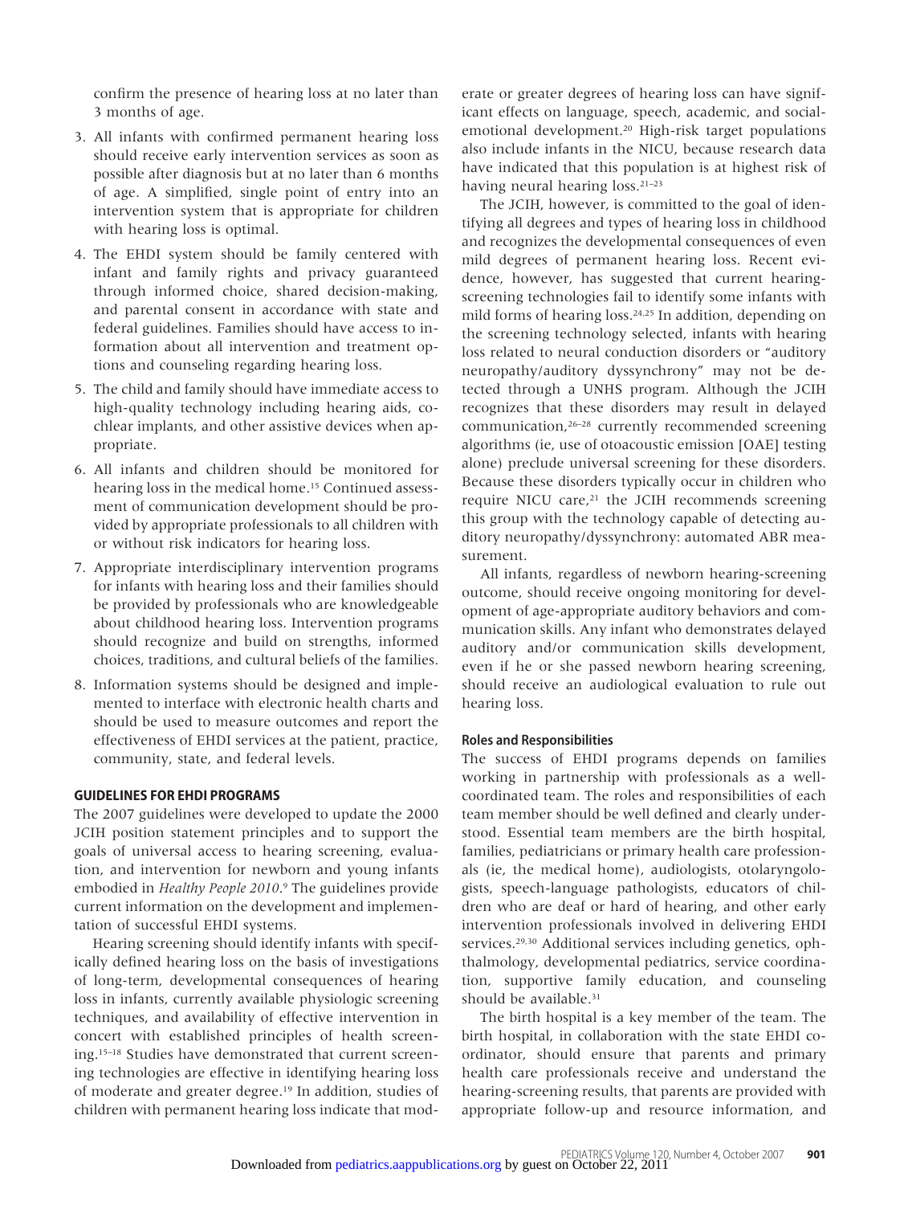confirm the presence of hearing loss at no later than 3 months of age.

3. All infants with confirmed permanent hearing loss should receive early intervention services as soon as possible after diagnosis but at no later than 6 months of age. A simplified, single point of entry into an intervention system that is appropriate for children with hearing loss is optimal.
4. The EHDI system should be family centered with infant and family rights and privacy guaranteed through informed choice, shared decision-making, and parental consent in accordance with state and federal guidelines. Families should have access to information about all intervention and treatment options and counseling regarding hearing loss.
5. The child and family should have immediate access to high-quality technology including hearing aids, cochlear implants, and other assistive devices when appropriate.
6. All infants and children should be monitored for hearing loss in the medical home.[15] Continued assessment of communication development should be provided by appropriate professionals to all children with or without risk indicators for hearing loss.
7. Appropriate interdisciplinary intervention programs for infants with hearing loss and their families should be provided by professionals who are knowledgeable about childhood hearing loss. Intervention programs should recognize and build on strengths, informed choices, traditions, and cultural beliefs of the families.
8. Information systems should be designed and implemented to interface with electronic health charts and should be used to measure outcomes and report the effectiveness of EHDI services at the patient, practice, community, state, and federal levels.

## GUIDELINES FOR EHDI PROGRAMS

The 2007 guidelines were developed to update the 2000 JCIH position statement principles and to support the goals of universal access to hearing screening, evaluation, and intervention for newborn and young infants embodied in *Healthy People 2010*.[9] The guidelines provide current information on the development and implementation of successful EHDI systems.

Hearing screening should identify infants with specifically defined hearing loss on the basis of investigations of long-term, developmental consequences of hearing loss in infants, currently available physiologic screening techniques, and availability of effective intervention in concert with established principles of health screening.[15–18] Studies have demonstrated that current screening technologies are effective in identifying hearing loss of moderate and greater degree.[19] In addition, studies of children with permanent hearing loss indicate that moderate or greater degrees of hearing loss can have significant effects on language, speech, academic, and social-emotional development.[20] High-risk target populations also include infants in the NICU, because research data have indicated that this population is at highest risk of having neural hearing loss.[21–23]

The JCIH, however, is committed to the goal of identifying all degrees and types of hearing loss in childhood and recognizes the developmental consequences of even mild degrees of permanent hearing loss. Recent evidence, however, has suggested that current hearing-screening technologies fail to identify some infants with mild forms of hearing loss.[24,25] In addition, depending on the screening technology selected, infants with hearing loss related to neural conduction disorders or "auditory neuropathy/auditory dyssynchrony" may not be detected through a UNHS program. Although the JCIH recognizes that these disorders may result in delayed communication,[26–28] currently recommended screening algorithms (ie, use of otoacoustic emission [OAE] testing alone) preclude universal screening for these disorders. Because these disorders typically occur in children who require NICU care,[21] the JCIH recommends screening this group with the technology capable of detecting auditory neuropathy/dyssynchrony: automated ABR measurement.

All infants, regardless of newborn hearing-screening outcome, should receive ongoing monitoring for development of age-appropriate auditory behaviors and communication skills. Any infant who demonstrates delayed auditory and/or communication skills development, even if he or she passed newborn hearing screening, should receive an audiological evaluation to rule out hearing loss.

### Roles and Responsibilities

The success of EHDI programs depends on families working in partnership with professionals as a well-coordinated team. The roles and responsibilities of each team member should be well defined and clearly understood. Essential team members are the birth hospital, families, pediatricians or primary health care professionals (ie, the medical home), audiologists, otolaryngologists, speech-language pathologists, educators of children who are deaf or hard of hearing, and other early intervention professionals involved in delivering EHDI services.[29,30] Additional services including genetics, ophthalmology, developmental pediatrics, service coordination, supportive family education, and counseling should be available.[31]

The birth hospital is a key member of the team. The birth hospital, in collaboration with the state EHDI coordinator, should ensure that parents and primary health care professionals receive and understand the hearing-screening results, that parents are provided with appropriate follow-up and resource information, and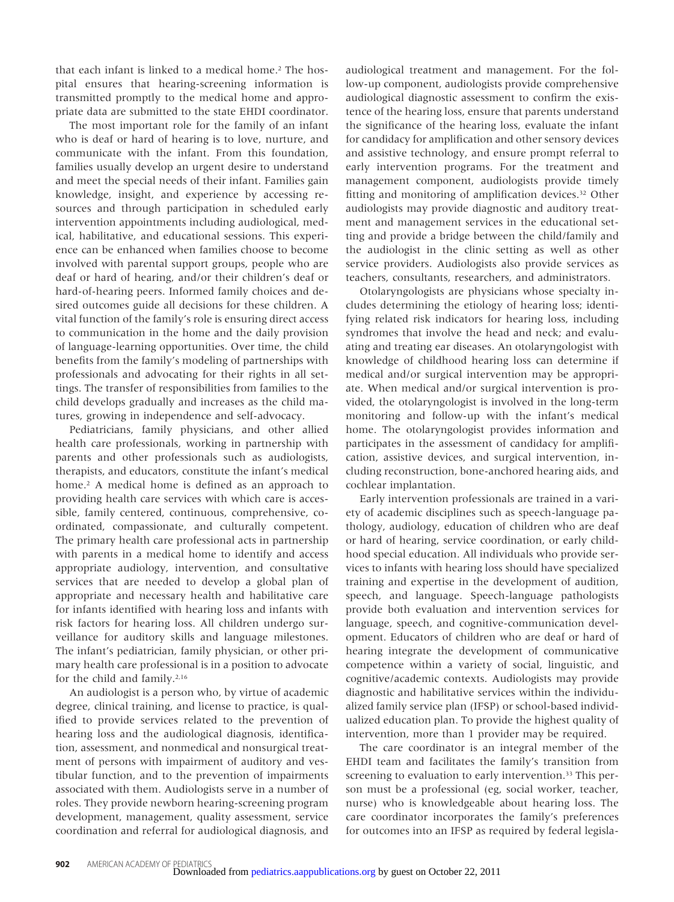that each infant is linked to a medical home.[2] The hospital ensures that hearing-screening information is transmitted promptly to the medical home and appropriate data are submitted to the state EHDI coordinator.

The most important role for the family of an infant who is deaf or hard of hearing is to love, nurture, and communicate with the infant. From this foundation, families usually develop an urgent desire to understand and meet the special needs of their infant. Families gain knowledge, insight, and experience by accessing resources and through participation in scheduled early intervention appointments including audiological, medical, habilitative, and educational sessions. This experience can be enhanced when families choose to become involved with parental support groups, people who are deaf or hard of hearing, and/or their children's deaf or hard-of-hearing peers. Informed family choices and desired outcomes guide all decisions for these children. A vital function of the family's role is ensuring direct access to communication in the home and the daily provision of language-learning opportunities. Over time, the child benefits from the family's modeling of partnerships with professionals and advocating for their rights in all settings. The transfer of responsibilities from families to the child develops gradually and increases as the child matures, growing in independence and self-advocacy.

Pediatricians, family physicians, and other allied health care professionals, working in partnership with parents and other professionals such as audiologists, therapists, and educators, constitute the infant's medical home.[2] A medical home is defined as an approach to providing health care services with which care is accessible, family centered, continuous, comprehensive, coordinated, compassionate, and culturally competent. The primary health care professional acts in partnership with parents in a medical home to identify and access appropriate audiology, intervention, and consultative services that are needed to develop a global plan of appropriate and necessary health and habilitative care for infants identified with hearing loss and infants with risk factors for hearing loss. All children undergo surveillance for auditory skills and language milestones. The infant's pediatrician, family physician, or other primary health care professional is in a position to advocate for the child and family.[2,16]

An audiologist is a person who, by virtue of academic degree, clinical training, and license to practice, is qualified to provide services related to the prevention of hearing loss and the audiological diagnosis, identification, assessment, and nonmedical and nonsurgical treatment of persons with impairment of auditory and vestibular function, and to the prevention of impairments associated with them. Audiologists serve in a number of roles. They provide newborn hearing-screening program development, management, quality assessment, service coordination and referral for audiological diagnosis, and audiological treatment and management. For the follow-up component, audiologists provide comprehensive audiological diagnostic assessment to confirm the existence of the hearing loss, ensure that parents understand the significance of the hearing loss, evaluate the infant for candidacy for amplification and other sensory devices and assistive technology, and ensure prompt referral to early intervention programs. For the treatment and management component, audiologists provide timely fitting and monitoring of amplification devices.[32] Other audiologists may provide diagnostic and auditory treatment and management services in the educational setting and provide a bridge between the child/family and the audiologist in the clinic setting as well as other service providers. Audiologists also provide services as teachers, consultants, researchers, and administrators.

Otolaryngologists are physicians whose specialty includes determining the etiology of hearing loss; identifying related risk indicators for hearing loss, including syndromes that involve the head and neck; and evaluating and treating ear diseases. An otolaryngologist with knowledge of childhood hearing loss can determine if medical and/or surgical intervention may be appropriate. When medical and/or surgical intervention is provided, the otolaryngologist is involved in the long-term monitoring and follow-up with the infant's medical home. The otolaryngologist provides information and participates in the assessment of candidacy for amplification, assistive devices, and surgical intervention, including reconstruction, bone-anchored hearing aids, and cochlear implantation.

Early intervention professionals are trained in a variety of academic disciplines such as speech-language pathology, audiology, education of children who are deaf or hard of hearing, service coordination, or early childhood special education. All individuals who provide services to infants with hearing loss should have specialized training and expertise in the development of audition, speech, and language. Speech-language pathologists provide both evaluation and intervention services for language, speech, and cognitive-communication development. Educators of children who are deaf or hard of hearing integrate the development of communicative competence within a variety of social, linguistic, and cognitive/academic contexts. Audiologists may provide diagnostic and habilitative services within the individualized family service plan (IFSP) or school-based individualized education plan. To provide the highest quality of intervention, more than 1 provider may be required.

The care coordinator is an integral member of the EHDI team and facilitates the family's transition from screening to evaluation to early intervention.[33] This person must be a professional (eg, social worker, teacher, nurse) who is knowledgeable about hearing loss. The care coordinator incorporates the family's preferences for outcomes into an IFSP as required by federal legisla-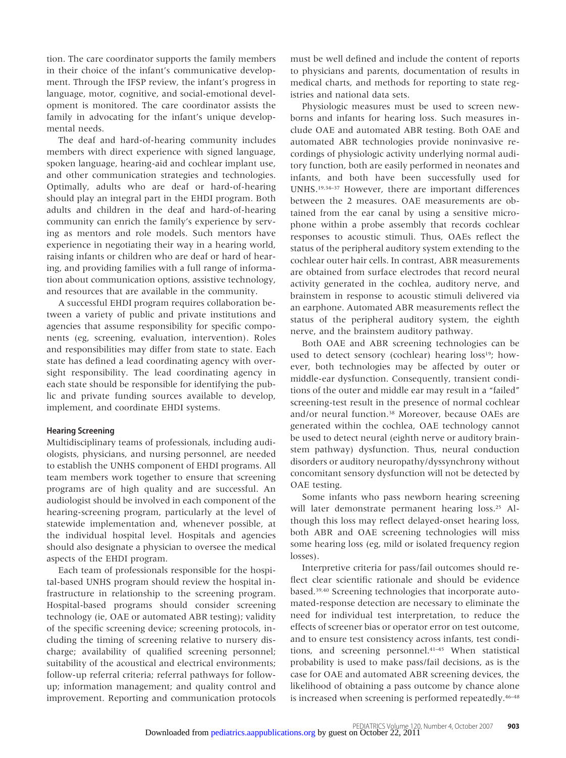tion. The care coordinator supports the family members in their choice of the infant's communicative development. Through the IFSP review, the infant's progress in language, motor, cognitive, and social-emotional development is monitored. The care coordinator assists the family in advocating for the infant's unique developmental needs.

The deaf and hard-of-hearing community includes members with direct experience with signed language, spoken language, hearing-aid and cochlear implant use, and other communication strategies and technologies. Optimally, adults who are deaf or hard-of-hearing should play an integral part in the EHDI program. Both adults and children in the deaf and hard-of-hearing community can enrich the family's experience by serving as mentors and role models. Such mentors have experience in negotiating their way in a hearing world, raising infants or children who are deaf or hard of hearing, and providing families with a full range of information about communication options, assistive technology, and resources that are available in the community.

A successful EHDI program requires collaboration between a variety of public and private institutions and agencies that assume responsibility for specific components (eg, screening, evaluation, intervention). Roles and responsibilities may differ from state to state. Each state has defined a lead coordinating agency with oversight responsibility. The lead coordinating agency in each state should be responsible for identifying the public and private funding sources available to develop, implement, and coordinate EHDI systems.

### Hearing Screening

Multidisciplinary teams of professionals, including audiologists, physicians, and nursing personnel, are needed to establish the UNHS component of EHDI programs. All team members work together to ensure that screening programs are of high quality and are successful. An audiologist should be involved in each component of the hearing-screening program, particularly at the level of statewide implementation and, whenever possible, at the individual hospital level. Hospitals and agencies should also designate a physician to oversee the medical aspects of the EHDI program.

Each team of professionals responsible for the hospital-based UNHS program should review the hospital infrastructure in relationship to the screening program. Hospital-based programs should consider screening technology (ie, OAE or automated ABR testing); validity of the specific screening device; screening protocols, including the timing of screening relative to nursery discharge; availability of qualified screening personnel; suitability of the acoustical and electrical environments; follow-up referral criteria; referral pathways for follow-up; information management; and quality control and improvement. Reporting and communication protocols must be well defined and include the content of reports to physicians and parents, documentation of results in medical charts, and methods for reporting to state registries and national data sets.

Physiologic measures must be used to screen newborns and infants for hearing loss. Such measures include OAE and automated ABR testing. Both OAE and automated ABR technologies provide noninvasive recordings of physiologic activity underlying normal auditory function, both are easily performed in neonates and infants, and both have been successfully used for UNHS.[19,34–37] However, there are important differences between the 2 measures. OAE measurements are obtained from the ear canal by using a sensitive microphone within a probe assembly that records cochlear responses to acoustic stimuli. Thus, OAEs reflect the status of the peripheral auditory system extending to the cochlear outer hair cells. In contrast, ABR measurements are obtained from surface electrodes that record neural activity generated in the cochlea, auditory nerve, and brainstem in response to acoustic stimuli delivered via an earphone. Automated ABR measurements reflect the status of the peripheral auditory system, the eighth nerve, and the brainstem auditory pathway.

Both OAE and ABR screening technologies can be used to detect sensory (cochlear) hearing loss[19]; however, both technologies may be affected by outer or middle-ear dysfunction. Consequently, transient conditions of the outer and middle ear may result in a "failed" screening-test result in the presence of normal cochlear and/or neural function.[38] Moreover, because OAEs are generated within the cochlea, OAE technology cannot be used to detect neural (eighth nerve or auditory brainstem pathway) dysfunction. Thus, neural conduction disorders or auditory neuropathy/dyssynchrony without concomitant sensory dysfunction will not be detected by OAE testing.

Some infants who pass newborn hearing screening will later demonstrate permanent hearing loss.[25] Although this loss may reflect delayed-onset hearing loss, both ABR and OAE screening technologies will miss some hearing loss (eg, mild or isolated frequency region losses).

Interpretive criteria for pass/fail outcomes should reflect clear scientific rationale and should be evidence based.[39,40] Screening technologies that incorporate automated-response detection are necessary to eliminate the need for individual test interpretation, to reduce the effects of screener bias or operator error on test outcome, and to ensure test consistency across infants, test conditions, and screening personnel.[41–45] When statistical probability is used to make pass/fail decisions, as is the case for OAE and automated ABR screening devices, the likelihood of obtaining a pass outcome by chance alone is increased when screening is performed repeatedly.[46–48]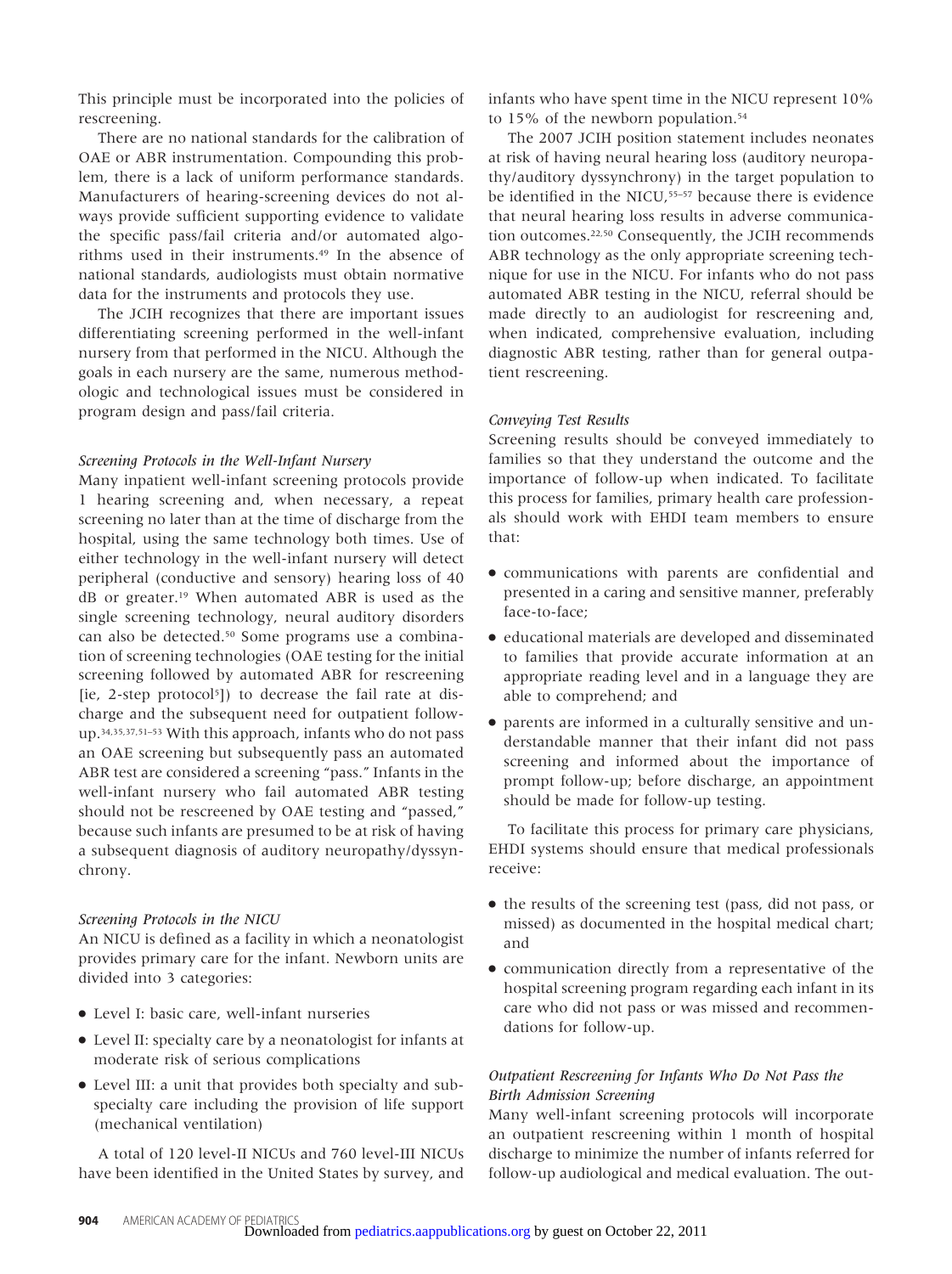This principle must be incorporated into the policies of rescreening.

There are no national standards for the calibration of OAE or ABR instrumentation. Compounding this problem, there is a lack of uniform performance standards. Manufacturers of hearing-screening devices do not always provide sufficient supporting evidence to validate the specific pass/fail criteria and/or automated algorithms used in their instruments.[49] In the absence of national standards, audiologists must obtain normative data for the instruments and protocols they use.

The JCIH recognizes that there are important issues differentiating screening performed in the well-infant nursery from that performed in the NICU. Although the goals in each nursery are the same, numerous methodologic and technological issues must be considered in program design and pass/fail criteria.

### *Screening Protocols in the Well-Infant Nursery*

Many inpatient well-infant screening protocols provide 1 hearing screening and, when necessary, a repeat screening no later than at the time of discharge from the hospital, using the same technology both times. Use of either technology in the well-infant nursery will detect peripheral (conductive and sensory) hearing loss of 40 dB or greater.[19] When automated ABR is used as the single screening technology, neural auditory disorders can also be detected.[50] Some programs use a combination of screening technologies (OAE testing for the initial screening followed by automated ABR for rescreening [ie, 2-step protocol[5]]) to decrease the fail rate at discharge and the subsequent need for outpatient follow-up.[34,35,37,51–53] With this approach, infants who do not pass an OAE screening but subsequently pass an automated ABR test are considered a screening "pass." Infants in the well-infant nursery who fail automated ABR testing should not be rescreened by OAE testing and "passed," because such infants are presumed to be at risk of having a subsequent diagnosis of auditory neuropathy/dyssynchrony.

### *Screening Protocols in the NICU*

An NICU is defined as a facility in which a neonatologist provides primary care for the infant. Newborn units are divided into 3 categories:

- Level I: basic care, well-infant nurseries
- Level II: specialty care by a neonatologist for infants at moderate risk of serious complications
- Level III: a unit that provides both specialty and subspecialty care including the provision of life support (mechanical ventilation)

A total of 120 level-II NICUs and 760 level-III NICUs have been identified in the United States by survey, and infants who have spent time in the NICU represent 10% to 15% of the newborn population.[54]

The 2007 JCIH position statement includes neonates at risk of having neural hearing loss (auditory neuropathy/auditory dyssynchrony) in the target population to be identified in the NICU,[55–57] because there is evidence that neural hearing loss results in adverse communication outcomes.[22,50] Consequently, the JCIH recommends ABR technology as the only appropriate screening technique for use in the NICU. For infants who do not pass automated ABR testing in the NICU, referral should be made directly to an audiologist for rescreening and, when indicated, comprehensive evaluation, including diagnostic ABR testing, rather than for general outpatient rescreening.

### *Conveying Test Results*

Screening results should be conveyed immediately to families so that they understand the outcome and the importance of follow-up when indicated. To facilitate this process for families, primary health care professionals should work with EHDI team members to ensure that:

- communications with parents are confidential and presented in a caring and sensitive manner, preferably face-to-face;
- educational materials are developed and disseminated to families that provide accurate information at an appropriate reading level and in a language they are able to comprehend; and
- parents are informed in a culturally sensitive and understandable manner that their infant did not pass screening and informed about the importance of prompt follow-up; before discharge, an appointment should be made for follow-up testing.

To facilitate this process for primary care physicians, EHDI systems should ensure that medical professionals receive:

- the results of the screening test (pass, did not pass, or missed) as documented in the hospital medical chart; and
- communication directly from a representative of the hospital screening program regarding each infant in its care who did not pass or was missed and recommendations for follow-up.

### *Outpatient Rescreening for Infants Who Do Not Pass the Birth Admission Screening*

Many well-infant screening protocols will incorporate an outpatient rescreening within 1 month of hospital discharge to minimize the number of infants referred for follow-up audiological and medical evaluation. The out-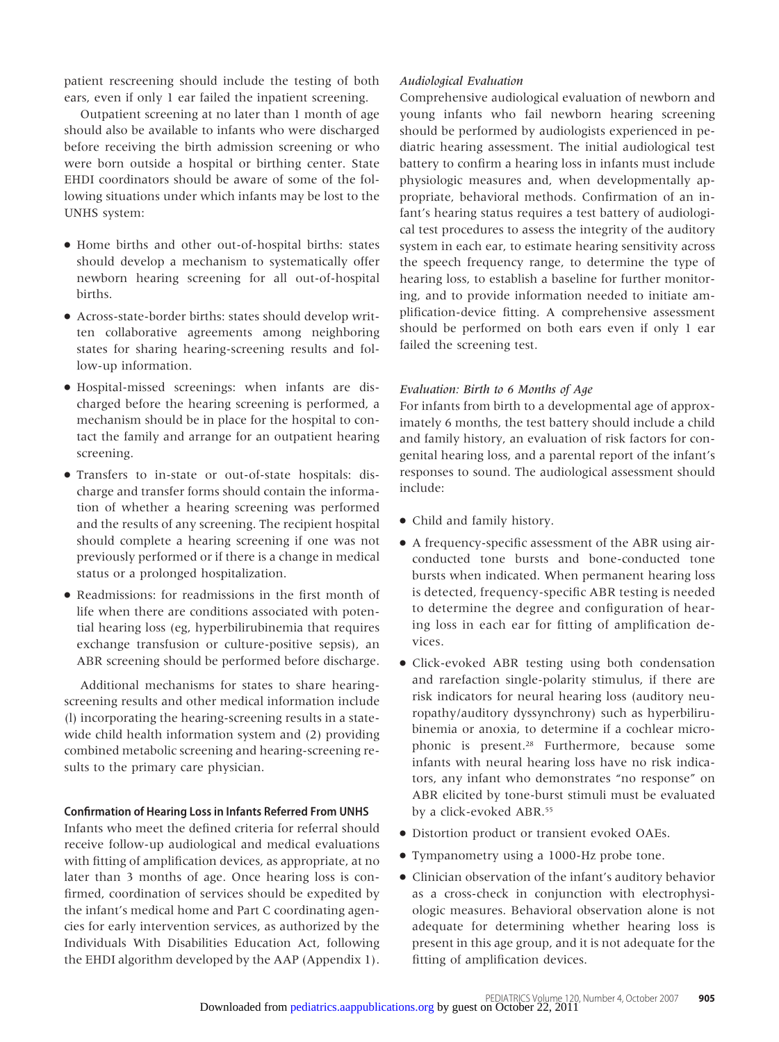patient rescreening should include the testing of both ears, even if only 1 ear failed the inpatient screening.

Outpatient screening at no later than 1 month of age should also be available to infants who were discharged before receiving the birth admission screening or who were born outside a hospital or birthing center. State EHDI coordinators should be aware of some of the following situations under which infants may be lost to the UNHS system:

- Home births and other out-of-hospital births: states should develop a mechanism to systematically offer newborn hearing screening for all out-of-hospital births.
- Across-state-border births: states should develop written collaborative agreements among neighboring states for sharing hearing-screening results and follow-up information.
- Hospital-missed screenings: when infants are discharged before the hearing screening is performed, a mechanism should be in place for the hospital to contact the family and arrange for an outpatient hearing screening.
- Transfers to in-state or out-of-state hospitals: discharge and transfer forms should contain the information of whether a hearing screening was performed and the results of any screening. The recipient hospital should complete a hearing screening if one was not previously performed or if there is a change in medical status or a prolonged hospitalization.
- Readmissions: for readmissions in the first month of life when there are conditions associated with potential hearing loss (eg, hyperbilirubinemia that requires exchange transfusion or culture-positive sepsis), an ABR screening should be performed before discharge.

Additional mechanisms for states to share hearing-screening results and other medical information include (l) incorporating the hearing-screening results in a statewide child health information system and (2) providing combined metabolic screening and hearing-screening results to the primary care physician.

#### Confirmation of Hearing Loss in Infants Referred From UNHS

Infants who meet the defined criteria for referral should receive follow-up audiological and medical evaluations with fitting of amplification devices, as appropriate, at no later than 3 months of age. Once hearing loss is confirmed, coordination of services should be expedited by the infant's medical home and Part C coordinating agencies for early intervention services, as authorized by the Individuals With Disabilities Education Act, following the EHDI algorithm developed by the AAP (Appendix 1).

*Audiological Evaluation*

Comprehensive audiological evaluation of newborn and young infants who fail newborn hearing screening should be performed by audiologists experienced in pediatric hearing assessment. The initial audiological test battery to confirm a hearing loss in infants must include physiologic measures and, when developmentally appropriate, behavioral methods. Confirmation of an infant's hearing status requires a test battery of audiological test procedures to assess the integrity of the auditory system in each ear, to estimate hearing sensitivity across the speech frequency range, to determine the type of hearing loss, to establish a baseline for further monitoring, and to provide information needed to initiate amplification-device fitting. A comprehensive assessment should be performed on both ears even if only 1 ear failed the screening test.

*Evaluation: Birth to 6 Months of Age*

For infants from birth to a developmental age of approximately 6 months, the test battery should include a child and family history, an evaluation of risk factors for congenital hearing loss, and a parental report of the infant's responses to sound. The audiological assessment should include:

- Child and family history.
- A frequency-specific assessment of the ABR using air-conducted tone bursts and bone-conducted tone bursts when indicated. When permanent hearing loss is detected, frequency-specific ABR testing is needed to determine the degree and configuration of hearing loss in each ear for fitting of amplification devices.
- Click-evoked ABR testing using both condensation and rarefaction single-polarity stimulus, if there are risk indicators for neural hearing loss (auditory neuropathy/auditory dyssynchrony) such as hyperbilirubinemia or anoxia, to determine if a cochlear microphonic is present.[28] Furthermore, because some infants with neural hearing loss have no risk indicators, any infant who demonstrates "no response" on ABR elicited by tone-burst stimuli must be evaluated by a click-evoked ABR.[55]
- Distortion product or transient evoked OAEs.
- Tympanometry using a 1000-Hz probe tone.
- Clinician observation of the infant's auditory behavior as a cross-check in conjunction with electrophysiologic measures. Behavioral observation alone is not adequate for determining whether hearing loss is present in this age group, and it is not adequate for the fitting of amplification devices.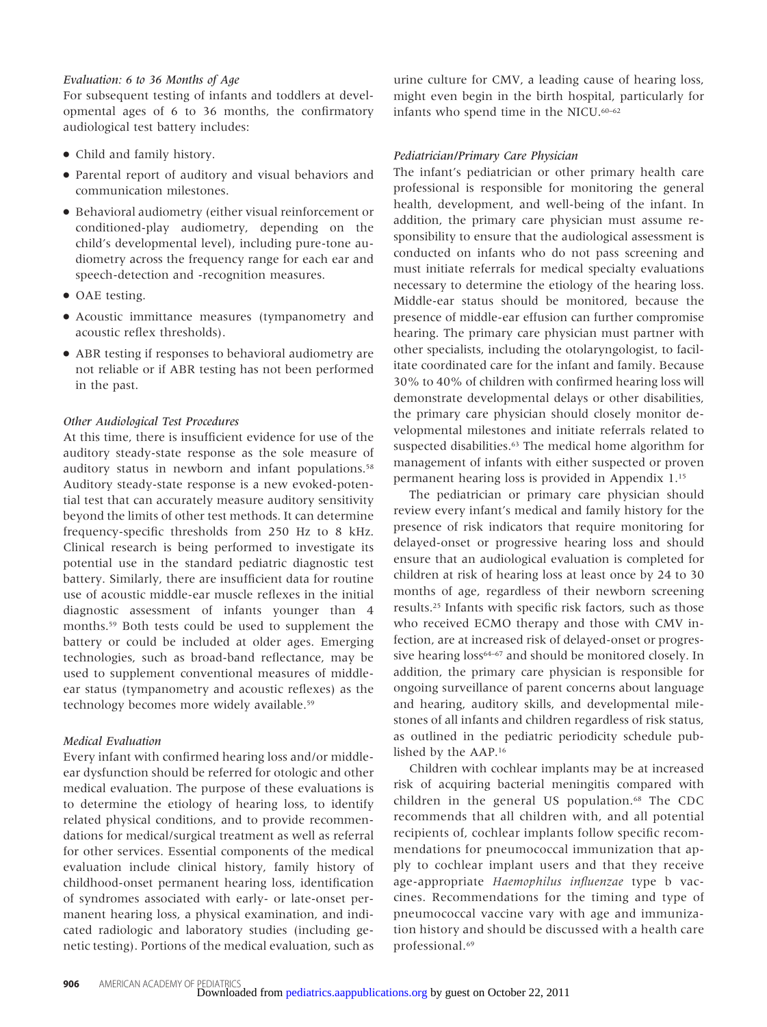*Evaluation: 6 to 36 Months of Age*

For subsequent testing of infants and toddlers at developmental ages of 6 to 36 months, the confirmatory audiological test battery includes:

- Child and family history.
- Parental report of auditory and visual behaviors and communication milestones.
- Behavioral audiometry (either visual reinforcement or conditioned-play audiometry, depending on the child's developmental level), including pure-tone audiometry across the frequency range for each ear and speech-detection and -recognition measures.
- OAE testing.
- Acoustic immittance measures (tympanometry and acoustic reflex thresholds).
- ABR testing if responses to behavioral audiometry are not reliable or if ABR testing has not been performed in the past.

*Other Audiological Test Procedures*

At this time, there is insufficient evidence for use of the auditory steady-state response as the sole measure of auditory status in newborn and infant populations.[58] Auditory steady-state response is a new evoked-potential test that can accurately measure auditory sensitivity beyond the limits of other test methods. It can determine frequency-specific thresholds from 250 Hz to 8 kHz. Clinical research is being performed to investigate its potential use in the standard pediatric diagnostic test battery. Similarly, there are insufficient data for routine use of acoustic middle-ear muscle reflexes in the initial diagnostic assessment of infants younger than 4 months.[59] Both tests could be used to supplement the battery or could be included at older ages. Emerging technologies, such as broad-band reflectance, may be used to supplement conventional measures of middle-ear status (tympanometry and acoustic reflexes) as the technology becomes more widely available.[59]

*Medical Evaluation*

Every infant with confirmed hearing loss and/or middle-ear dysfunction should be referred for otologic and other medical evaluation. The purpose of these evaluations is to determine the etiology of hearing loss, to identify related physical conditions, and to provide recommendations for medical/surgical treatment as well as referral for other services. Essential components of the medical evaluation include clinical history, family history of childhood-onset permanent hearing loss, identification of syndromes associated with early- or late-onset permanent hearing loss, a physical examination, and indicated radiologic and laboratory studies (including genetic testing). Portions of the medical evaluation, such as urine culture for CMV, a leading cause of hearing loss, might even begin in the birth hospital, particularly for infants who spend time in the NICU.[60–62]

*Pediatrician/Primary Care Physician*

The infant's pediatrician or other primary health care professional is responsible for monitoring the general health, development, and well-being of the infant. In addition, the primary care physician must assume responsibility to ensure that the audiological assessment is conducted on infants who do not pass screening and must initiate referrals for medical specialty evaluations necessary to determine the etiology of the hearing loss. Middle-ear status should be monitored, because the presence of middle-ear effusion can further compromise hearing. The primary care physician must partner with other specialists, including the otolaryngologist, to facilitate coordinated care for the infant and family. Because 30% to 40% of children with confirmed hearing loss will demonstrate developmental delays or other disabilities, the primary care physician should closely monitor developmental milestones and initiate referrals related to suspected disabilities.[63] The medical home algorithm for management of infants with either suspected or proven permanent hearing loss is provided in Appendix 1.[15]

The pediatrician or primary care physician should review every infant's medical and family history for the presence of risk indicators that require monitoring for delayed-onset or progressive hearing loss and should ensure that an audiological evaluation is completed for children at risk of hearing loss at least once by 24 to 30 months of age, regardless of their newborn screening results.[25] Infants with specific risk factors, such as those who received ECMO therapy and those with CMV infection, are at increased risk of delayed-onset or progressive hearing loss[64–67] and should be monitored closely. In addition, the primary care physician is responsible for ongoing surveillance of parent concerns about language and hearing, auditory skills, and developmental milestones of all infants and children regardless of risk status, as outlined in the pediatric periodicity schedule published by the AAP.[16]

Children with cochlear implants may be at increased risk of acquiring bacterial meningitis compared with children in the general US population.[68] The CDC recommends that all children with, and all potential recipients of, cochlear implants follow specific recommendations for pneumococcal immunization that apply to cochlear implant users and that they receive age-appropriate *Haemophilus influenzae* type b vaccines. Recommendations for the timing and type of pneumococcal vaccine vary with age and immunization history and should be discussed with a health care professional.[69]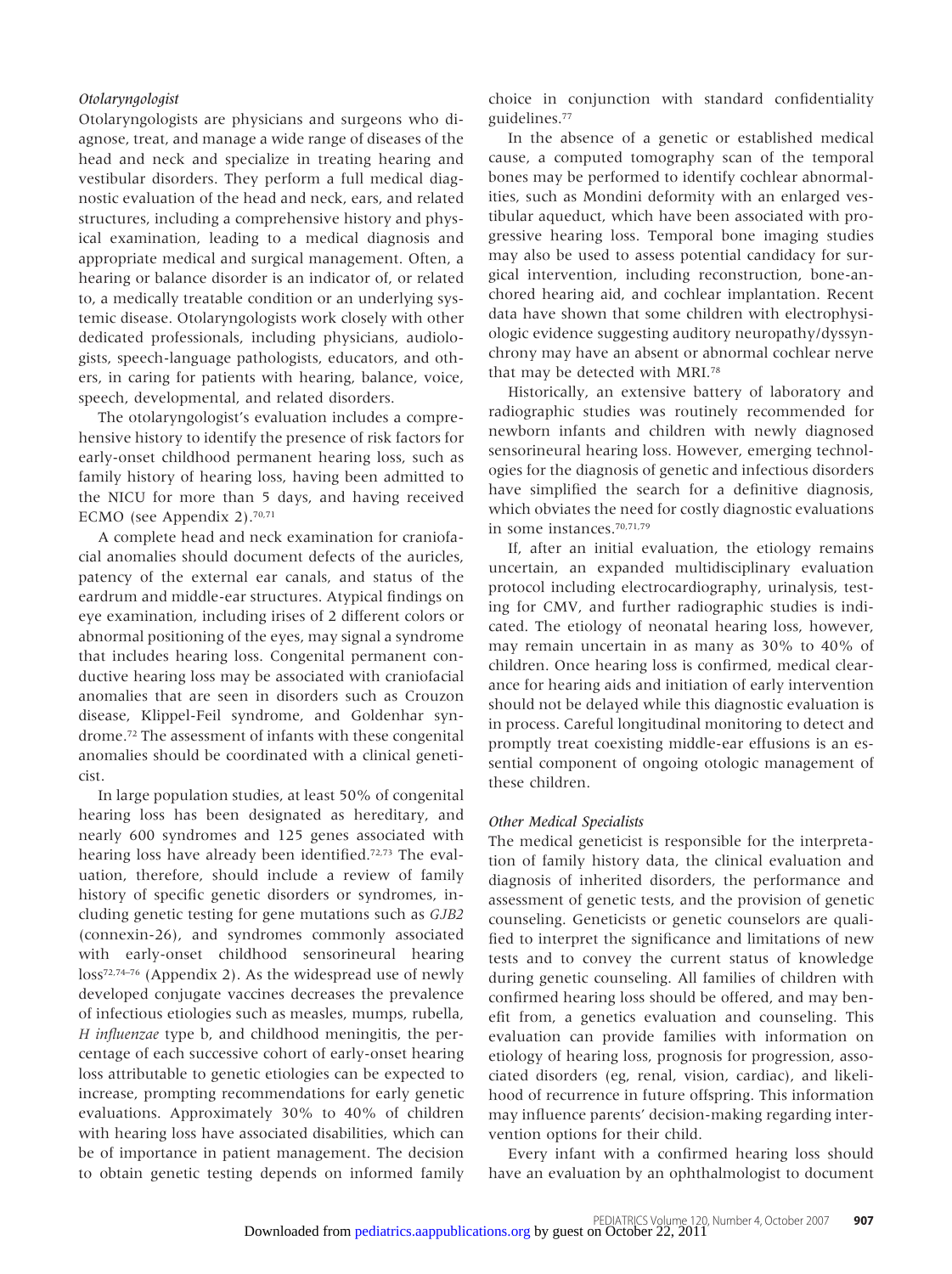### *Otolaryngologist*

Otolaryngologists are physicians and surgeons who diagnose, treat, and manage a wide range of diseases of the head and neck and specialize in treating hearing and vestibular disorders. They perform a full medical diagnostic evaluation of the head and neck, ears, and related structures, including a comprehensive history and physical examination, leading to a medical diagnosis and appropriate medical and surgical management. Often, a hearing or balance disorder is an indicator of, or related to, a medically treatable condition or an underlying systemic disease. Otolaryngologists work closely with other dedicated professionals, including physicians, audiologists, speech-language pathologists, educators, and others, in caring for patients with hearing, balance, voice, speech, developmental, and related disorders.

The otolaryngologist's evaluation includes a comprehensive history to identify the presence of risk factors for early-onset childhood permanent hearing loss, such as family history of hearing loss, having been admitted to the NICU for more than 5 days, and having received ECMO (see Appendix 2).[70,71]

A complete head and neck examination for craniofacial anomalies should document defects of the auricles, patency of the external ear canals, and status of the eardrum and middle-ear structures. Atypical findings on eye examination, including irises of 2 different colors or abnormal positioning of the eyes, may signal a syndrome that includes hearing loss. Congenital permanent conductive hearing loss may be associated with craniofacial anomalies that are seen in disorders such as Crouzon disease, Klippel-Feil syndrome, and Goldenhar syndrome.[72] The assessment of infants with these congenital anomalies should be coordinated with a clinical geneticist.

In large population studies, at least 50% of congenital hearing loss has been designated as hereditary, and nearly 600 syndromes and 125 genes associated with hearing loss have already been identified.[72,73] The evaluation, therefore, should include a review of family history of specific genetic disorders or syndromes, including genetic testing for gene mutations such as *GJB2* (connexin-26), and syndromes commonly associated with early-onset childhood sensorineural hearing loss[72,74–76] (Appendix 2). As the widespread use of newly developed conjugate vaccines decreases the prevalence of infectious etiologies such as measles, mumps, rubella, *H influenzae* type b, and childhood meningitis, the percentage of each successive cohort of early-onset hearing loss attributable to genetic etiologies can be expected to increase, prompting recommendations for early genetic evaluations. Approximately 30% to 40% of children with hearing loss have associated disabilities, which can be of importance in patient management. The decision to obtain genetic testing depends on informed family choice in conjunction with standard confidentiality guidelines.[77]

In the absence of a genetic or established medical cause, a computed tomography scan of the temporal bones may be performed to identify cochlear abnormalities, such as Mondini deformity with an enlarged vestibular aqueduct, which have been associated with progressive hearing loss. Temporal bone imaging studies may also be used to assess potential candidacy for surgical intervention, including reconstruction, bone-anchored hearing aid, and cochlear implantation. Recent data have shown that some children with electrophysiologic evidence suggesting auditory neuropathy/dyssynchrony may have an absent or abnormal cochlear nerve that may be detected with MRI.[78]

Historically, an extensive battery of laboratory and radiographic studies was routinely recommended for newborn infants and children with newly diagnosed sensorineural hearing loss. However, emerging technologies for the diagnosis of genetic and infectious disorders have simplified the search for a definitive diagnosis, which obviates the need for costly diagnostic evaluations in some instances.[70,71,79]

If, after an initial evaluation, the etiology remains uncertain, an expanded multidisciplinary evaluation protocol including electrocardiography, urinalysis, testing for CMV, and further radiographic studies is indicated. The etiology of neonatal hearing loss, however, may remain uncertain in as many as 30% to 40% of children. Once hearing loss is confirmed, medical clearance for hearing aids and initiation of early intervention should not be delayed while this diagnostic evaluation is in process. Careful longitudinal monitoring to detect and promptly treat coexisting middle-ear effusions is an essential component of ongoing otologic management of these children.

### *Other Medical Specialists*

The medical geneticist is responsible for the interpretation of family history data, the clinical evaluation and diagnosis of inherited disorders, the performance and assessment of genetic tests, and the provision of genetic counseling. Geneticists or genetic counselors are qualified to interpret the significance and limitations of new tests and to convey the current status of knowledge during genetic counseling. All families of children with confirmed hearing loss should be offered, and may benefit from, a genetics evaluation and counseling. This evaluation can provide families with information on etiology of hearing loss, prognosis for progression, associated disorders (eg, renal, vision, cardiac), and likelihood of recurrence in future offspring. This information may influence parents' decision-making regarding intervention options for their child.

Every infant with a confirmed hearing loss should have an evaluation by an ophthalmologist to document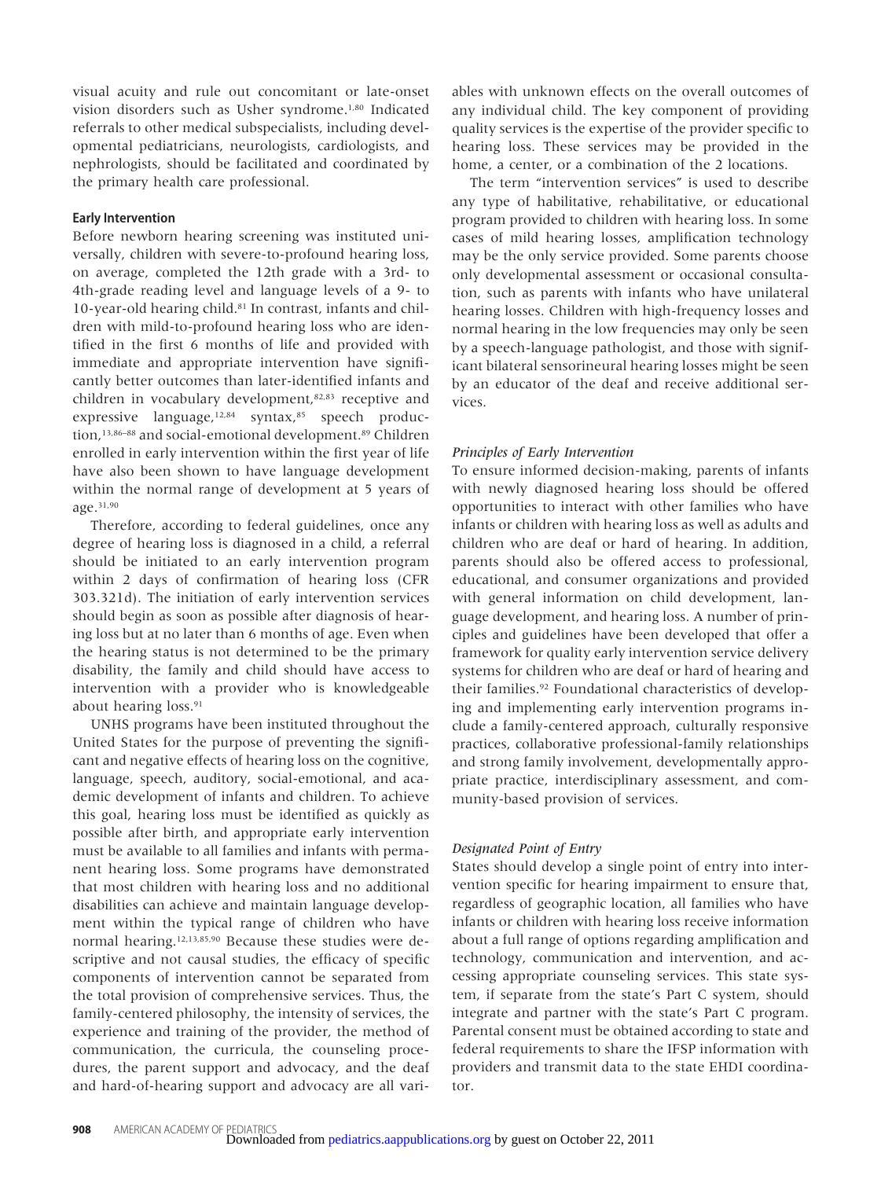visual acuity and rule out concomitant or late-onset vision disorders such as Usher syndrome.[1,80] Indicated referrals to other medical subspecialists, including developmental pediatricians, neurologists, cardiologists, and nephrologists, should be facilitated and coordinated by the primary health care professional.

### Early Intervention

Before newborn hearing screening was instituted universally, children with severe-to-profound hearing loss, on average, completed the 12th grade with a 3rd- to 4th-grade reading level and language levels of a 9- to 10-year-old hearing child.[81] In contrast, infants and children with mild-to-profound hearing loss who are identified in the first 6 months of life and provided with immediate and appropriate intervention have significantly better outcomes than later-identified infants and children in vocabulary development,[82,83] receptive and expressive language,[12,84] syntax,[85] speech production,[13,86–88] and social-emotional development.[89] Children enrolled in early intervention within the first year of life have also been shown to have language development within the normal range of development at 5 years of age.[31,90]

Therefore, according to federal guidelines, once any degree of hearing loss is diagnosed in a child, a referral should be initiated to an early intervention program within 2 days of confirmation of hearing loss (CFR 303.321d). The initiation of early intervention services should begin as soon as possible after diagnosis of hearing loss but at no later than 6 months of age. Even when the hearing status is not determined to be the primary disability, the family and child should have access to intervention with a provider who is knowledgeable about hearing loss.[91]

UNHS programs have been instituted throughout the United States for the purpose of preventing the significant and negative effects of hearing loss on the cognitive, language, speech, auditory, social-emotional, and academic development of infants and children. To achieve this goal, hearing loss must be identified as quickly as possible after birth, and appropriate early intervention must be available to all families and infants with permanent hearing loss. Some programs have demonstrated that most children with hearing loss and no additional disabilities can achieve and maintain language development within the typical range of children who have normal hearing.[12,13,85,90] Because these studies were descriptive and not causal studies, the efficacy of specific components of intervention cannot be separated from the total provision of comprehensive services. Thus, the family-centered philosophy, the intensity of services, the experience and training of the provider, the method of communication, the curricula, the counseling procedures, the parent support and advocacy, and the deaf and hard-of-hearing support and advocacy are all variables with unknown effects on the overall outcomes of any individual child. The key component of providing quality services is the expertise of the provider specific to hearing loss. These services may be provided in the home, a center, or a combination of the 2 locations.

The term "intervention services" is used to describe any type of habilitative, rehabilitative, or educational program provided to children with hearing loss. In some cases of mild hearing losses, amplification technology may be the only service provided. Some parents choose only developmental assessment or occasional consultation, such as parents with infants who have unilateral hearing losses. Children with high-frequency losses and normal hearing in the low frequencies may only be seen by a speech-language pathologist, and those with significant bilateral sensorineural hearing losses might be seen by an educator of the deaf and receive additional services.

#### *Principles of Early Intervention*

To ensure informed decision-making, parents of infants with newly diagnosed hearing loss should be offered opportunities to interact with other families who have infants or children with hearing loss as well as adults and children who are deaf or hard of hearing. In addition, parents should also be offered access to professional, educational, and consumer organizations and provided with general information on child development, language development, and hearing loss. A number of principles and guidelines have been developed that offer a framework for quality early intervention service delivery systems for children who are deaf or hard of hearing and their families.[92] Foundational characteristics of developing and implementing early intervention programs include a family-centered approach, culturally responsive practices, collaborative professional-family relationships and strong family involvement, developmentally appropriate practice, interdisciplinary assessment, and community-based provision of services.

#### *Designated Point of Entry*

States should develop a single point of entry into intervention specific for hearing impairment to ensure that, regardless of geographic location, all families who have infants or children with hearing loss receive information about a full range of options regarding amplification and technology, communication and intervention, and accessing appropriate counseling services. This state system, if separate from the state's Part C system, should integrate and partner with the state's Part C program. Parental consent must be obtained according to state and federal requirements to share the IFSP information with providers and transmit data to the state EHDI coordinator.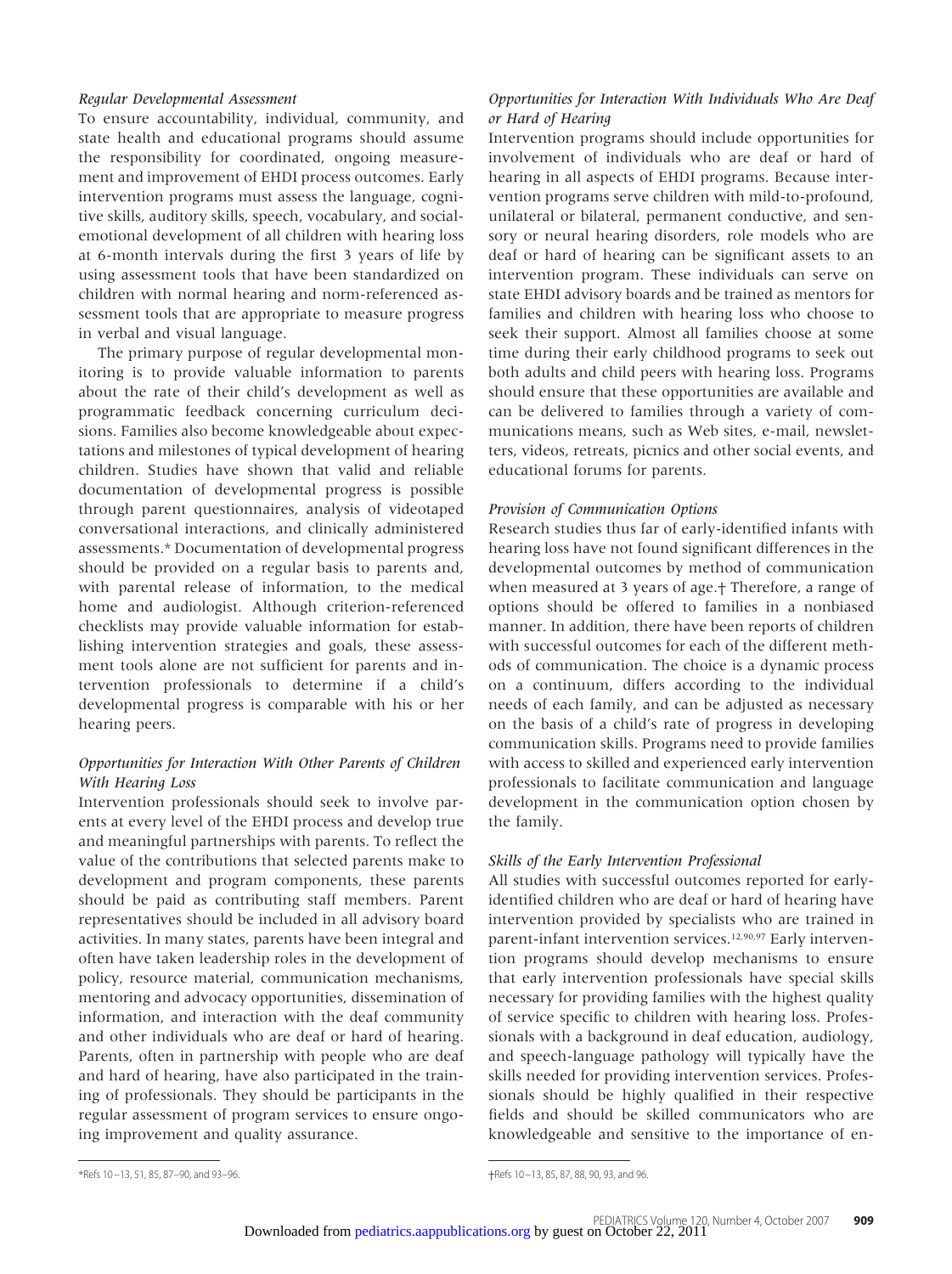*Regular Developmental Assessment*

To ensure accountability, individual, community, and state health and educational programs should assume the responsibility for coordinated, ongoing measurement and improvement of EHDI process outcomes. Early intervention programs must assess the language, cognitive skills, auditory skills, speech, vocabulary, and social-emotional development of all children with hearing loss at 6-month intervals during the first 3 years of life by using assessment tools that have been standardized on children with normal hearing and norm-referenced assessment tools that are appropriate to measure progress in verbal and visual language.

The primary purpose of regular developmental monitoring is to provide valuable information to parents about the rate of their child's development as well as programmatic feedback concerning curriculum decisions. Families also become knowledgeable about expectations and milestones of typical development of hearing children. Studies have shown that valid and reliable documentation of developmental progress is possible through parent questionnaires, analysis of videotaped conversational interactions, and clinically administered assessments.* Documentation of developmental progress should be provided on a regular basis to parents and, with parental release of information, to the medical home and audiologist. Although criterion-referenced checklists may provide valuable information for establishing intervention strategies and goals, these assessment tools alone are not sufficient for parents and intervention professionals to determine if a child's developmental progress is comparable with his or her hearing peers.

*Opportunities for Interaction With Other Parents of Children With Hearing Loss*

Intervention professionals should seek to involve parents at every level of the EHDI process and develop true and meaningful partnerships with parents. To reflect the value of the contributions that selected parents make to development and program components, these parents should be paid as contributing staff members. Parent representatives should be included in all advisory board activities. In many states, parents have been integral and often have taken leadership roles in the development of policy, resource material, communication mechanisms, mentoring and advocacy opportunities, dissemination of information, and interaction with the deaf community and other individuals who are deaf or hard of hearing. Parents, often in partnership with people who are deaf and hard of hearing, have also participated in the training of professionals. They should be participants in the regular assessment of program services to ensure ongoing improvement and quality assurance.

*Opportunities for Interaction With Individuals Who Are Deaf or Hard of Hearing*

Intervention programs should include opportunities for involvement of individuals who are deaf or hard of hearing in all aspects of EHDI programs. Because intervention programs serve children with mild-to-profound, unilateral or bilateral, permanent conductive, and sensory or neural hearing disorders, role models who are deaf or hard of hearing can be significant assets to an intervention program. These individuals can serve on state EHDI advisory boards and be trained as mentors for families and children with hearing loss who choose to seek their support. Almost all families choose at some time during their early childhood programs to seek out both adults and child peers with hearing loss. Programs should ensure that these opportunities are available and can be delivered to families through a variety of communications means, such as Web sites, e-mail, newsletters, videos, retreats, picnics and other social events, and educational forums for parents.

*Provision of Communication Options*

Research studies thus far of early-identified infants with hearing loss have not found significant differences in the developmental outcomes by method of communication when measured at 3 years of age.† Therefore, a range of options should be offered to families in a nonbiased manner. In addition, there have been reports of children with successful outcomes for each of the different methods of communication. The choice is a dynamic process on a continuum, differs according to the individual needs of each family, and can be adjusted as necessary on the basis of a child's rate of progress in developing communication skills. Programs need to provide families with access to skilled and experienced early intervention professionals to facilitate communication and language development in the communication option chosen by the family.

*Skills of the Early Intervention Professional*

All studies with successful outcomes reported for early-identified children who are deaf or hard of hearing have intervention provided by specialists who are trained in parent-infant intervention services.[12,90,97] Early intervention programs should develop mechanisms to ensure that early intervention professionals have special skills necessary for providing families with the highest quality of service specific to children with hearing loss. Professionals with a background in deaf education, audiology, and speech-language pathology will typically have the skills needed for providing intervention services. Professionals should be highly qualified in their respective fields and should be skilled communicators who are knowledgeable and sensitive to the importance of en-

*Refs 10–13, 51, 85, 87–90, and 93–96.

†Refs 10–13, 85, 87, 88, 90, 93, and 96.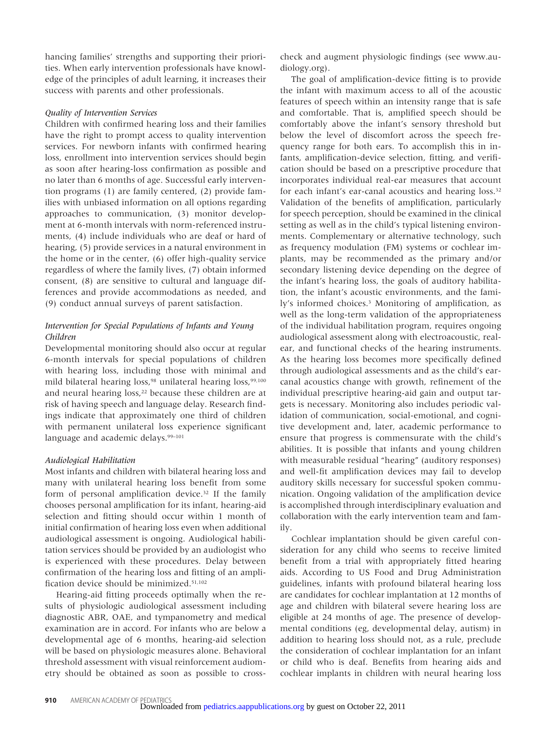hancing families' strengths and supporting their priorities. When early intervention professionals have knowledge of the principles of adult learning, it increases their success with parents and other professionals.

### *Quality of Intervention Services*

Children with confirmed hearing loss and their families have the right to prompt access to quality intervention services. For newborn infants with confirmed hearing loss, enrollment into intervention services should begin as soon after hearing-loss confirmation as possible and no later than 6 months of age. Successful early intervention programs (1) are family centered, (2) provide families with unbiased information on all options regarding approaches to communication, (3) monitor development at 6-month intervals with norm-referenced instruments, (4) include individuals who are deaf or hard of hearing, (5) provide services in a natural environment in the home or in the center, (6) offer high-quality service regardless of where the family lives, (7) obtain informed consent, (8) are sensitive to cultural and language differences and provide accommodations as needed, and (9) conduct annual surveys of parent satisfaction.

### *Intervention for Special Populations of Infants and Young Children*

Developmental monitoring should also occur at regular 6-month intervals for special populations of children with hearing loss, including those with minimal and mild bilateral hearing loss,[98] unilateral hearing loss,[99,100] and neural hearing loss,[22] because these children are at risk of having speech and language delay. Research findings indicate that approximately one third of children with permanent unilateral loss experience significant language and academic delays.[99–101]

### *Audiological Habilitation*

Most infants and children with bilateral hearing loss and many with unilateral hearing loss benefit from some form of personal amplification device.[32] If the family chooses personal amplification for its infant, hearing-aid selection and fitting should occur within 1 month of initial confirmation of hearing loss even when additional audiological assessment is ongoing. Audiological habilitation services should be provided by an audiologist who is experienced with these procedures. Delay between confirmation of the hearing loss and fitting of an amplification device should be minimized.[51,102]

Hearing-aid fitting proceeds optimally when the results of physiologic audiological assessment including diagnostic ABR, OAE, and tympanometry and medical examination are in accord. For infants who are below a developmental age of 6 months, hearing-aid selection will be based on physiologic measures alone. Behavioral threshold assessment with visual reinforcement audiometry should be obtained as soon as possible to cross-check and augment physiologic findings (see www.audiology.org).

The goal of amplification-device fitting is to provide the infant with maximum access to all of the acoustic features of speech within an intensity range that is safe and comfortable. That is, amplified speech should be comfortably above the infant's sensory threshold but below the level of discomfort across the speech frequency range for both ears. To accomplish this in infants, amplification-device selection, fitting, and verification should be based on a prescriptive procedure that incorporates individual real-ear measures that account for each infant's ear-canal acoustics and hearing loss.[32] Validation of the benefits of amplification, particularly for speech perception, should be examined in the clinical setting as well as in the child's typical listening environments. Complementary or alternative technology, such as frequency modulation (FM) systems or cochlear implants, may be recommended as the primary and/or secondary listening device depending on the degree of the infant's hearing loss, the goals of auditory habilitation, the infant's acoustic environments, and the family's informed choices.[3] Monitoring of amplification, as well as the long-term validation of the appropriateness of the individual habilitation program, requires ongoing audiological assessment along with electroacoustic, real-ear, and functional checks of the hearing instruments. As the hearing loss becomes more specifically defined through audiological assessments and as the child's ear-canal acoustics change with growth, refinement of the individual prescriptive hearing-aid gain and output targets is necessary. Monitoring also includes periodic validation of communication, social-emotional, and cognitive development and, later, academic performance to ensure that progress is commensurate with the child's abilities. It is possible that infants and young children with measurable residual "hearing" (auditory responses) and well-fit amplification devices may fail to develop auditory skills necessary for successful spoken communication. Ongoing validation of the amplification device is accomplished through interdisciplinary evaluation and collaboration with the early intervention team and family.

Cochlear implantation should be given careful consideration for any child who seems to receive limited benefit from a trial with appropriately fitted hearing aids. According to US Food and Drug Administration guidelines, infants with profound bilateral hearing loss are candidates for cochlear implantation at 12 months of age and children with bilateral severe hearing loss are eligible at 24 months of age. The presence of developmental conditions (eg, developmental delay, autism) in addition to hearing loss should not, as a rule, preclude the consideration of cochlear implantation for an infant or child who is deaf. Benefits from hearing aids and cochlear implants in children with neural hearing loss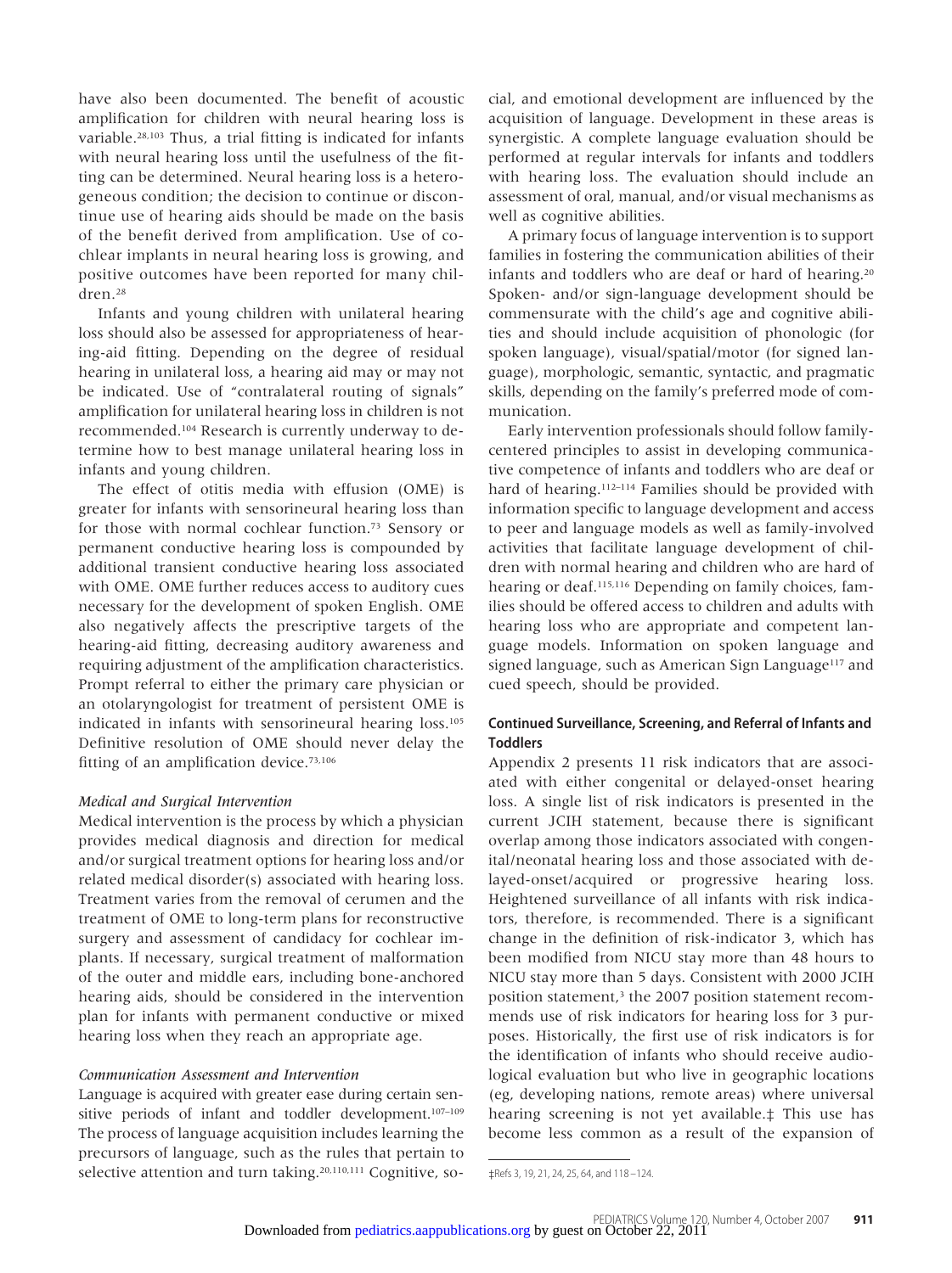have also been documented. The benefit of acoustic amplification for children with neural hearing loss is variable.[28,103] Thus, a trial fitting is indicated for infants with neural hearing loss until the usefulness of the fitting can be determined. Neural hearing loss is a heterogeneous condition; the decision to continue or discontinue use of hearing aids should be made on the basis of the benefit derived from amplification. Use of cochlear implants in neural hearing loss is growing, and positive outcomes have been reported for many children.[28]

Infants and young children with unilateral hearing loss should also be assessed for appropriateness of hearing-aid fitting. Depending on the degree of residual hearing in unilateral loss, a hearing aid may or may not be indicated. Use of "contralateral routing of signals" amplification for unilateral hearing loss in children is not recommended.[104] Research is currently underway to determine how to best manage unilateral hearing loss in infants and young children.

The effect of otitis media with effusion (OME) is greater for infants with sensorineural hearing loss than for those with normal cochlear function.[73] Sensory or permanent conductive hearing loss is compounded by additional transient conductive hearing loss associated with OME. OME further reduces access to auditory cues necessary for the development of spoken English. OME also negatively affects the prescriptive targets of the hearing-aid fitting, decreasing auditory awareness and requiring adjustment of the amplification characteristics. Prompt referral to either the primary care physician or an otolaryngologist for treatment of persistent OME is indicated in infants with sensorineural hearing loss.[105] Definitive resolution of OME should never delay the fitting of an amplification device.[73,106]

#### *Medical and Surgical Intervention*

Medical intervention is the process by which a physician provides medical diagnosis and direction for medical and/or surgical treatment options for hearing loss and/or related medical disorder(s) associated with hearing loss. Treatment varies from the removal of cerumen and the treatment of OME to long-term plans for reconstructive surgery and assessment of candidacy for cochlear implants. If necessary, surgical treatment of malformation of the outer and middle ears, including bone-anchored hearing aids, should be considered in the intervention plan for infants with permanent conductive or mixed hearing loss when they reach an appropriate age.

#### *Communication Assessment and Intervention*

Language is acquired with greater ease during certain sensitive periods of infant and toddler development.[107–109] The process of language acquisition includes learning the precursors of language, such as the rules that pertain to selective attention and turn taking.[20,110,111] Cognitive, social, and emotional development are influenced by the acquisition of language. Development in these areas is synergistic. A complete language evaluation should be performed at regular intervals for infants and toddlers with hearing loss. The evaluation should include an assessment of oral, manual, and/or visual mechanisms as well as cognitive abilities.

A primary focus of language intervention is to support families in fostering the communication abilities of their infants and toddlers who are deaf or hard of hearing.[20] Spoken- and/or sign-language development should be commensurate with the child's age and cognitive abilities and should include acquisition of phonologic (for spoken language), visual/spatial/motor (for signed language), morphologic, semantic, syntactic, and pragmatic skills, depending on the family's preferred mode of communication.

Early intervention professionals should follow family-centered principles to assist in developing communicative competence of infants and toddlers who are deaf or hard of hearing.[112–114] Families should be provided with information specific to language development and access to peer and language models as well as family-involved activities that facilitate language development of children with normal hearing and children who are hard of hearing or deaf.[115,116] Depending on family choices, families should be offered access to children and adults with hearing loss who are appropriate and competent language models. Information on spoken language and signed language, such as American Sign Language[117] and cued speech, should be provided.

### Continued Surveillance, Screening, and Referral of Infants and Toddlers

Appendix 2 presents 11 risk indicators that are associated with either congenital or delayed-onset hearing loss. A single list of risk indicators is presented in the current JCIH statement, because there is significant overlap among those indicators associated with congenital/neonatal hearing loss and those associated with delayed-onset/acquired or progressive hearing loss. Heightened surveillance of all infants with risk indicators, therefore, is recommended. There is a significant change in the definition of risk-indicator 3, which has been modified from NICU stay more than 48 hours to NICU stay more than 5 days. Consistent with 2000 JCIH position statement,[3] the 2007 position statement recommends use of risk indicators for hearing loss for 3 purposes. Historically, the first use of risk indicators is for the identification of infants who should receive audiological evaluation but who live in geographic locations (eg, developing nations, remote areas) where universal hearing screening is not yet available.‡ This use has become less common as a result of the expansion of

‡Refs 3, 19, 21, 24, 25, 64, and 118–124.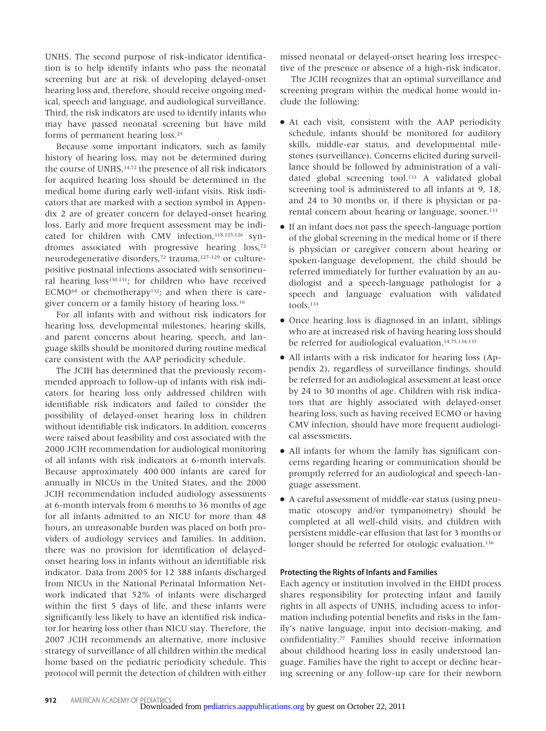UNHS. The second purpose of risk-indicator identification is to help identify infants who pass the neonatal screening but are at risk of developing delayed-onset hearing loss and, therefore, should receive ongoing medical, speech and language, and audiological surveillance. Third, the risk indicators are used to identify infants who may have passed neonatal screening but have mild forms of permanent hearing loss.[25]

Because some important indicators, such as family history of hearing loss, may not be determined during the course of UNHS,[14,72] the presence of all risk indicators for acquired hearing loss should be determined in the medical home during early well-infant visits. Risk indicators that are marked with a section symbol in Appendix 2 are of greater concern for delayed-onset hearing loss. Early and more frequent assessment may be indicated for children with CMV infection,[118,125,126] syndromes associated with progressive hearing loss,[72] neurodegenerative disorders,[72] trauma,[127–129] or culture-positive postnatal infections associated with sensorineural hearing loss[130,131]; for children who have received ECMO[64] or chemotherapy[132]; and when there is caregiver concern or a family history of hearing loss.[16]

For all infants with and without risk indicators for hearing loss, developmental milestones, hearing skills, and parent concerns about hearing, speech, and language skills should be monitored during routine medical care consistent with the AAP periodicity schedule.

The JCIH has determined that the previously recommended approach to follow-up of infants with risk indicators for hearing loss only addressed children with identifiable risk indicators and failed to consider the possibility of delayed-onset hearing loss in children without identifiable risk indicators. In addition, concerns were raised about feasibility and cost associated with the 2000 JCIH recommendation for audiological monitoring of all infants with risk indicators at 6-month intervals. Because approximately 400 000 infants are cared for annually in NICUs in the United States, and the 2000 JCIH recommendation included audiology assessments at 6-month intervals from 6 months to 36 months of age for all infants admitted to an NICU for more than 48 hours, an unreasonable burden was placed on both providers of audiology services and families. In addition, there was no provision for identification of delayed-onset hearing loss in infants without an identifiable risk indicator. Data from 2005 for 12 388 infants discharged from NICUs in the National Perinatal Information Network indicated that 52% of infants were discharged within the first 5 days of life, and these infants were significantly less likely to have an identified risk indicator for hearing loss other than NICU stay. Therefore, the 2007 JCIH recommends an alternative, more inclusive strategy of surveillance of all children within the medical home based on the pediatric periodicity schedule. This protocol will permit the detection of children with either missed neonatal or delayed-onset hearing loss irrespective of the presence or absence of a high-risk indicator.

The JCIH recognizes that an optimal surveillance and screening program within the medical home would include the following:

- At each visit, consistent with the AAP periodicity schedule, infants should be monitored for auditory skills, middle-ear status, and developmental milestones (surveillance). Concerns elicited during surveillance should be followed by administration of a validated global screening tool.[133] A validated global screening tool is administered to all infants at 9, 18, and 24 to 30 months or, if there is physician or parental concern about hearing or language, sooner.[133]
- If an infant does not pass the speech-language portion of the global screening in the medical home or if there is physician or caregiver concern about hearing or spoken-language development, the child should be referred immediately for further evaluation by an audiologist and a speech-language pathologist for a speech and language evaluation with validated tools.[133]
- Once hearing loss is diagnosed in an infant, siblings who are at increased risk of having hearing loss should be referred for audiological evaluation.[14,75,134,135]
- All infants with a risk indicator for hearing loss (Appendix 2), regardless of surveillance findings, should be referred for an audiological assessment at least once by 24 to 30 months of age. Children with risk indicators that are highly associated with delayed-onset hearing loss, such as having received ECMO or having CMV infection, should have more frequent audiological assessments.
- All infants for whom the family has significant concerns regarding hearing or communication should be promptly referred for an audiological and speech-language assessment.
- A careful assessment of middle-ear status (using pneumatic otoscopy and/or tympanometry) should be completed at all well-child visits, and children with persistent middle-ear effusion that last for 3 months or longer should be referred for otologic evaluation.[136]

### Protecting the Rights of Infants and Families

Each agency or institution involved in the EHDI process shares responsibility for protecting infant and family rights in all aspects of UNHS, including access to information including potential benefits and risks in the family's native language, input into decision-making, and confidentiality.[77] Families should receive information about childhood hearing loss in easily understood language. Families have the right to accept or decline hearing screening or any follow-up care for their newborn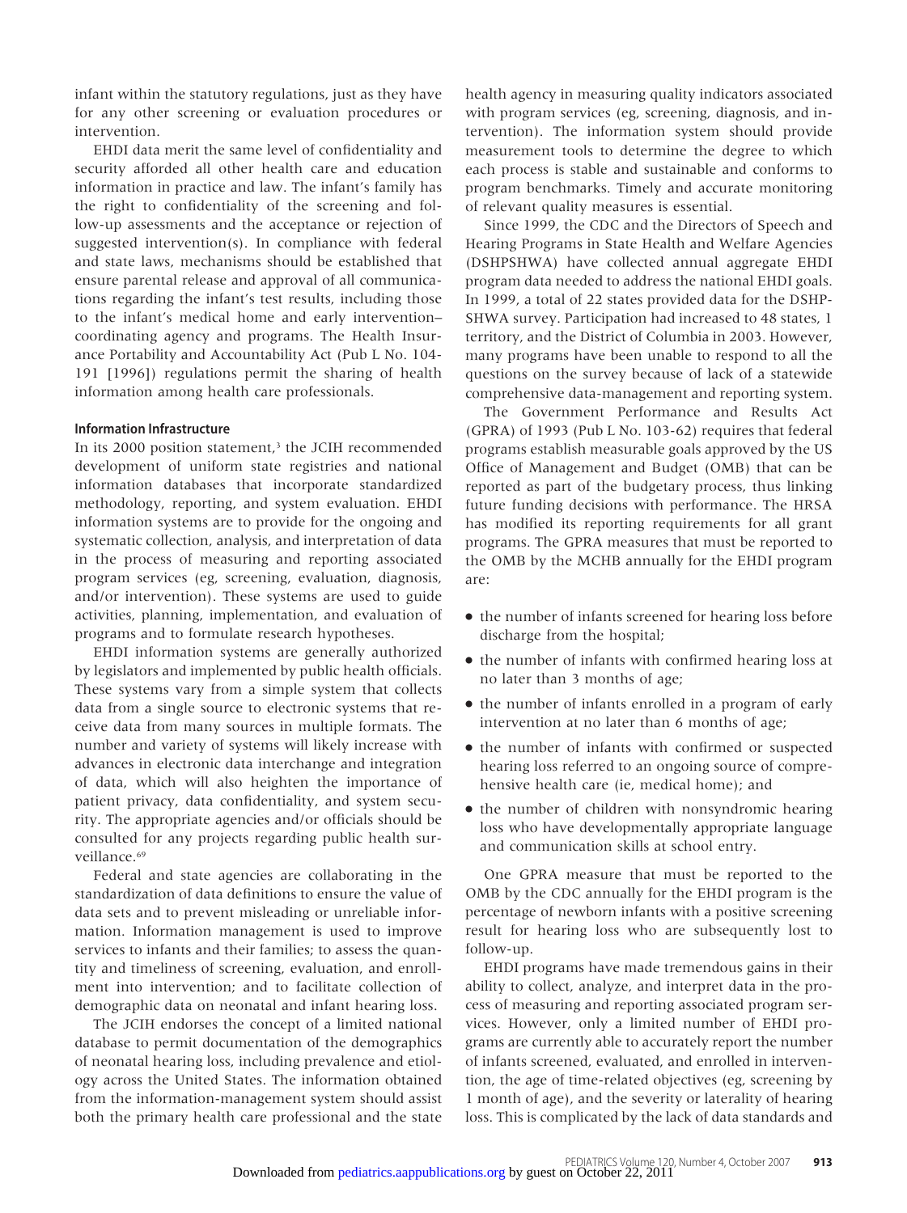infant within the statutory regulations, just as they have for any other screening or evaluation procedures or intervention.

EHDI data merit the same level of confidentiality and security afforded all other health care and education information in practice and law. The infant's family has the right to confidentiality of the screening and follow-up assessments and the acceptance or rejection of suggested intervention(s). In compliance with federal and state laws, mechanisms should be established that ensure parental release and approval of all communications regarding the infant's test results, including those to the infant's medical home and early intervention–coordinating agency and programs. The Health Insurance Portability and Accountability Act (Pub L No. 104-191 [1996]) regulations permit the sharing of health information among health care professionals.

### Information Infrastructure

In its 2000 position statement,[3] the JCIH recommended development of uniform state registries and national information databases that incorporate standardized methodology, reporting, and system evaluation. EHDI information systems are to provide for the ongoing and systematic collection, analysis, and interpretation of data in the process of measuring and reporting associated program services (eg, screening, evaluation, diagnosis, and/or intervention). These systems are used to guide activities, planning, implementation, and evaluation of programs and to formulate research hypotheses.

EHDI information systems are generally authorized by legislators and implemented by public health officials. These systems vary from a simple system that collects data from a single source to electronic systems that receive data from many sources in multiple formats. The number and variety of systems will likely increase with advances in electronic data interchange and integration of data, which will also heighten the importance of patient privacy, data confidentiality, and system security. The appropriate agencies and/or officials should be consulted for any projects regarding public health surveillance.[69]

Federal and state agencies are collaborating in the standardization of data definitions to ensure the value of data sets and to prevent misleading or unreliable information. Information management is used to improve services to infants and their families; to assess the quantity and timeliness of screening, evaluation, and enrollment into intervention; and to facilitate collection of demographic data on neonatal and infant hearing loss.

The JCIH endorses the concept of a limited national database to permit documentation of the demographics of neonatal hearing loss, including prevalence and etiology across the United States. The information obtained from the information-management system should assist both the primary health care professional and the state health agency in measuring quality indicators associated with program services (eg, screening, diagnosis, and intervention). The information system should provide measurement tools to determine the degree to which each process is stable and sustainable and conforms to program benchmarks. Timely and accurate monitoring of relevant quality measures is essential.

Since 1999, the CDC and the Directors of Speech and Hearing Programs in State Health and Welfare Agencies (DSHPSHWA) have collected annual aggregate EHDI program data needed to address the national EHDI goals. In 1999, a total of 22 states provided data for the DSHPSHWA survey. Participation had increased to 48 states, 1 territory, and the District of Columbia in 2003. However, many programs have been unable to respond to all the questions on the survey because of lack of a statewide comprehensive data-management and reporting system.

The Government Performance and Results Act (GPRA) of 1993 (Pub L No. 103-62) requires that federal programs establish measurable goals approved by the US Office of Management and Budget (OMB) that can be reported as part of the budgetary process, thus linking future funding decisions with performance. The HRSA has modified its reporting requirements for all grant programs. The GPRA measures that must be reported to the OMB by the MCHB annually for the EHDI program are:

- the number of infants screened for hearing loss before discharge from the hospital;
- the number of infants with confirmed hearing loss at no later than 3 months of age;
- the number of infants enrolled in a program of early intervention at no later than 6 months of age;
- the number of infants with confirmed or suspected hearing loss referred to an ongoing source of comprehensive health care (ie, medical home); and
- the number of children with nonsyndromic hearing loss who have developmentally appropriate language and communication skills at school entry.

One GPRA measure that must be reported to the OMB by the CDC annually for the EHDI program is the percentage of newborn infants with a positive screening result for hearing loss who are subsequently lost to follow-up.

EHDI programs have made tremendous gains in their ability to collect, analyze, and interpret data in the process of measuring and reporting associated program services. However, only a limited number of EHDI programs are currently able to accurately report the number of infants screened, evaluated, and enrolled in intervention, the age of time-related objectives (eg, screening by 1 month of age), and the severity or laterality of hearing loss. This is complicated by the lack of data standards and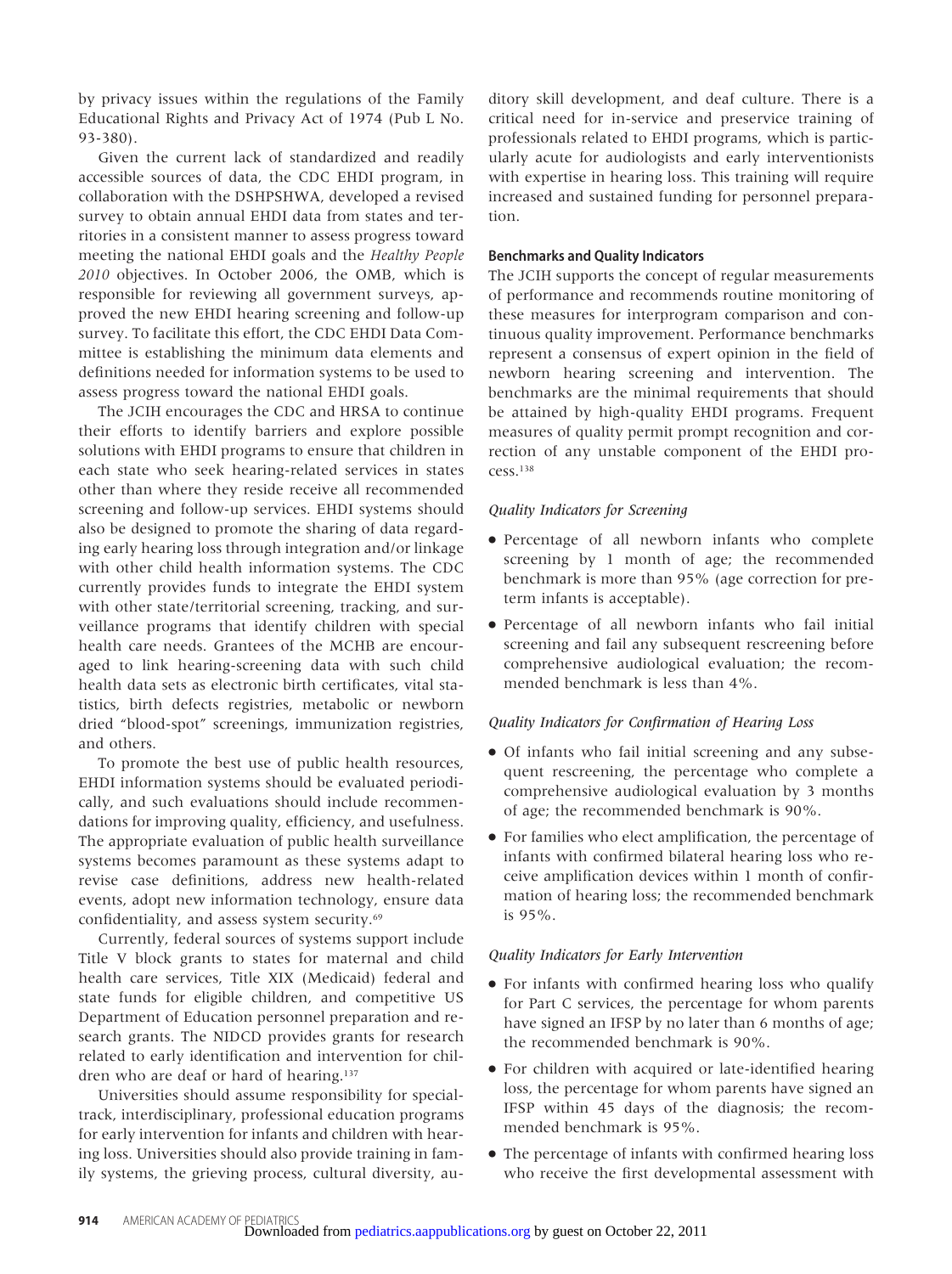by privacy issues within the regulations of the Family Educational Rights and Privacy Act of 1974 (Pub L No. 93-380).

Given the current lack of standardized and readily accessible sources of data, the CDC EHDI program, in collaboration with the DSHPSHWA, developed a revised survey to obtain annual EHDI data from states and territories in a consistent manner to assess progress toward meeting the national EHDI goals and the *Healthy People 2010* objectives. In October 2006, the OMB, which is responsible for reviewing all government surveys, approved the new EHDI hearing screening and follow-up survey. To facilitate this effort, the CDC EHDI Data Committee is establishing the minimum data elements and definitions needed for information systems to be used to assess progress toward the national EHDI goals.

The JCIH encourages the CDC and HRSA to continue their efforts to identify barriers and explore possible solutions with EHDI programs to ensure that children in each state who seek hearing-related services in states other than where they reside receive all recommended screening and follow-up services. EHDI systems should also be designed to promote the sharing of data regarding early hearing loss through integration and/or linkage with other child health information systems. The CDC currently provides funds to integrate the EHDI system with other state/territorial screening, tracking, and surveillance programs that identify children with special health care needs. Grantees of the MCHB are encouraged to link hearing-screening data with such child health data sets as electronic birth certificates, vital statistics, birth defects registries, metabolic or newborn dried "blood-spot" screenings, immunization registries, and others.

To promote the best use of public health resources, EHDI information systems should be evaluated periodically, and such evaluations should include recommendations for improving quality, efficiency, and usefulness. The appropriate evaluation of public health surveillance systems becomes paramount as these systems adapt to revise case definitions, address new health-related events, adopt new information technology, ensure data confidentiality, and assess system security.[69]

Currently, federal sources of systems support include Title V block grants to states for maternal and child health care services, Title XIX (Medicaid) federal and state funds for eligible children, and competitive US Department of Education personnel preparation and research grants. The NIDCD provides grants for research related to early identification and intervention for children who are deaf or hard of hearing.[137]

Universities should assume responsibility for special-track, interdisciplinary, professional education programs for early intervention for infants and children with hearing loss. Universities should also provide training in family systems, the grieving process, cultural diversity, auditory skill development, and deaf culture. There is a critical need for in-service and preservice training of professionals related to EHDI programs, which is particularly acute for audiologists and early interventionists with expertise in hearing loss. This training will require increased and sustained funding for personnel preparation.

#### Benchmarks and Quality Indicators

The JCIH supports the concept of regular measurements of performance and recommends routine monitoring of these measures for interprogram comparison and continuous quality improvement. Performance benchmarks represent a consensus of expert opinion in the field of newborn hearing screening and intervention. The benchmarks are the minimal requirements that should be attained by high-quality EHDI programs. Frequent measures of quality permit prompt recognition and correction of any unstable component of the EHDI process.[138]

*Quality Indicators for Screening*

- Percentage of all newborn infants who complete screening by 1 month of age; the recommended benchmark is more than 95% (age correction for preterm infants is acceptable).
- Percentage of all newborn infants who fail initial screening and fail any subsequent rescreening before comprehensive audiological evaluation; the recommended benchmark is less than 4%.

*Quality Indicators for Confirmation of Hearing Loss*

- Of infants who fail initial screening and any subsequent rescreening, the percentage who complete a comprehensive audiological evaluation by 3 months of age; the recommended benchmark is 90%.
- For families who elect amplification, the percentage of infants with confirmed bilateral hearing loss who receive amplification devices within 1 month of confirmation of hearing loss; the recommended benchmark is 95%.

*Quality Indicators for Early Intervention*

- For infants with confirmed hearing loss who qualify for Part C services, the percentage for whom parents have signed an IFSP by no later than 6 months of age; the recommended benchmark is 90%.
- For children with acquired or late-identified hearing loss, the percentage for whom parents have signed an IFSP within 45 days of the diagnosis; the recommended benchmark is 95%.
- The percentage of infants with confirmed hearing loss who receive the first developmental assessment with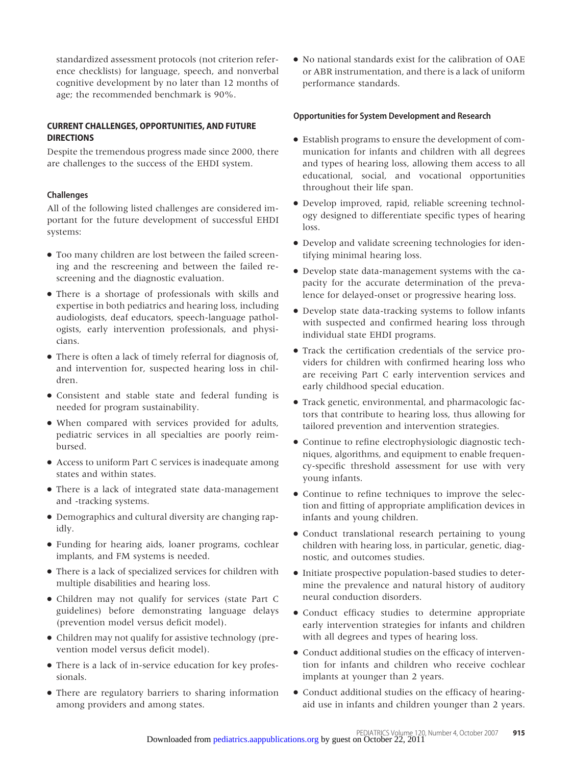standardized assessment protocols (not criterion reference checklists) for language, speech, and nonverbal cognitive development by no later than 12 months of age; the recommended benchmark is 90%.

## CURRENT CHALLENGES, OPPORTUNITIES, AND FUTURE DIRECTIONS

Despite the tremendous progress made since 2000, there are challenges to the success of the EHDI system.

### Challenges

All of the following listed challenges are considered important for the future development of successful EHDI systems:

- Too many children are lost between the failed screening and the rescreening and between the failed rescreening and the diagnostic evaluation.
- There is a shortage of professionals with skills and expertise in both pediatrics and hearing loss, including audiologists, deaf educators, speech-language pathologists, early intervention professionals, and physicians.
- There is often a lack of timely referral for diagnosis of, and intervention for, suspected hearing loss in children.
- Consistent and stable state and federal funding is needed for program sustainability.
- When compared with services provided for adults, pediatric services in all specialties are poorly reimbursed.
- Access to uniform Part C services is inadequate among states and within states.
- There is a lack of integrated state data-management and -tracking systems.
- Demographics and cultural diversity are changing rapidly.
- Funding for hearing aids, loaner programs, cochlear implants, and FM systems is needed.
- There is a lack of specialized services for children with multiple disabilities and hearing loss.
- Children may not qualify for services (state Part C guidelines) before demonstrating language delays (prevention model versus deficit model).
- Children may not qualify for assistive technology (prevention model versus deficit model).
- There is a lack of in-service education for key professionals.
- There are regulatory barriers to sharing information among providers and among states.
- No national standards exist for the calibration of OAE or ABR instrumentation, and there is a lack of uniform performance standards.

### Opportunities for System Development and Research

- Establish programs to ensure the development of communication for infants and children with all degrees and types of hearing loss, allowing them access to all educational, social, and vocational opportunities throughout their life span.
- Develop improved, rapid, reliable screening technology designed to differentiate specific types of hearing loss.
- Develop and validate screening technologies for identifying minimal hearing loss.
- Develop state data-management systems with the capacity for the accurate determination of the prevalence for delayed-onset or progressive hearing loss.
- Develop state data-tracking systems to follow infants with suspected and confirmed hearing loss through individual state EHDI programs.
- Track the certification credentials of the service providers for children with confirmed hearing loss who are receiving Part C early intervention services and early childhood special education.
- Track genetic, environmental, and pharmacologic factors that contribute to hearing loss, thus allowing for tailored prevention and intervention strategies.
- Continue to refine electrophysiologic diagnostic techniques, algorithms, and equipment to enable frequency-specific threshold assessment for use with very young infants.
- Continue to refine techniques to improve the selection and fitting of appropriate amplification devices in infants and young children.
- Conduct translational research pertaining to young children with hearing loss, in particular, genetic, diagnostic, and outcomes studies.
- Initiate prospective population-based studies to determine the prevalence and natural history of auditory neural conduction disorders.
- Conduct efficacy studies to determine appropriate early intervention strategies for infants and children with all degrees and types of hearing loss.
- Conduct additional studies on the efficacy of intervention for infants and children who receive cochlear implants at younger than 2 years.
- Conduct additional studies on the efficacy of hearing-aid use in infants and children younger than 2 years.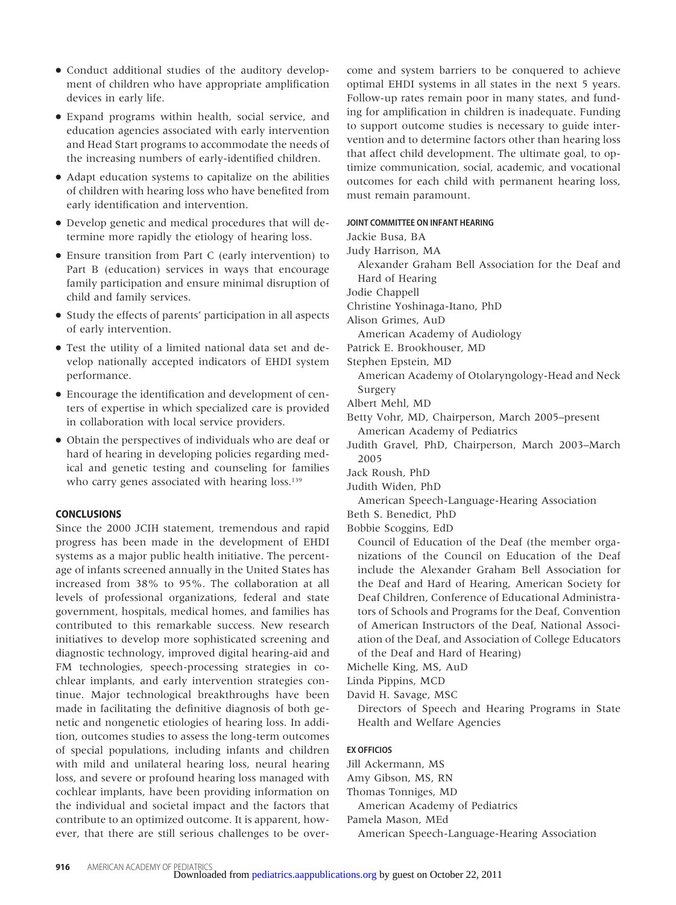- Conduct additional studies of the auditory development of children who have appropriate amplification devices in early life.
- Expand programs within health, social service, and education agencies associated with early intervention and Head Start programs to accommodate the needs of the increasing numbers of early-identified children.
- Adapt education systems to capitalize on the abilities of children with hearing loss who have benefited from early identification and intervention.
- Develop genetic and medical procedures that will determine more rapidly the etiology of hearing loss.
- Ensure transition from Part C (early intervention) to Part B (education) services in ways that encourage family participation and ensure minimal disruption of child and family services.
- Study the effects of parents' participation in all aspects of early intervention.
- Test the utility of a limited national data set and develop nationally accepted indicators of EHDI system performance.
- Encourage the identification and development of centers of expertise in which specialized care is provided in collaboration with local service providers.
- Obtain the perspectives of individuals who are deaf or hard of hearing in developing policies regarding medical and genetic testing and counseling for families who carry genes associated with hearing loss.[139]

## CONCLUSIONS

Since the 2000 JCIH statement, tremendous and rapid progress has been made in the development of EHDI systems as a major public health initiative. The percentage of infants screened annually in the United States has increased from 38% to 95%. The collaboration at all levels of professional organizations, federal and state government, hospitals, medical homes, and families has contributed to this remarkable success. New research initiatives to develop more sophisticated screening and diagnostic technology, improved digital hearing-aid and FM technologies, speech-processing strategies in cochlear implants, and early intervention strategies continue. Major technological breakthroughs have been made in facilitating the definitive diagnosis of both genetic and nongenetic etiologies of hearing loss. In addition, outcomes studies to assess the long-term outcomes of special populations, including infants and children with mild and unilateral hearing loss, neural hearing loss, and severe or profound hearing loss managed with cochlear implants, have been providing information on the individual and societal impact and the factors that contribute to an optimized outcome. It is apparent, however, that there are still serious challenges to be overcome and system barriers to be conquered to achieve optimal EHDI systems in all states in the next 5 years. Follow-up rates remain poor in many states, and funding for amplification in children is inadequate. Funding to support outcome studies is necessary to guide intervention and to determine factors other than hearing loss that affect child development. The ultimate goal, to optimize communication, social, academic, and vocational outcomes for each child with permanent hearing loss, must remain paramount.

#### JOINT COMMITTEE ON INFANT HEARING

Jackie Busa, BA
Judy Harrison, MA
  Alexander Graham Bell Association for the Deaf and Hard of Hearing
Jodie Chappell
Christine Yoshinaga-Itano, PhD
Alison Grimes, AuD
  American Academy of Audiology
Patrick E. Brookhouser, MD
Stephen Epstein, MD
  American Academy of Otolaryngology-Head and Neck Surgery
Albert Mehl, MD
Betty Vohr, MD, Chairperson, March 2005–present
  American Academy of Pediatrics
Judith Gravel, PhD, Chairperson, March 2003–March 2005
Jack Roush, PhD
Judith Widen, PhD
  American Speech-Language-Hearing Association
Beth S. Benedict, PhD
Bobbie Scoggins, EdD
  Council of Education of the Deaf (the member organizations of the Council on Education of the Deaf include the Alexander Graham Bell Association for the Deaf and Hard of Hearing, American Society for Deaf Children, Conference of Educational Administrators of Schools and Programs for the Deaf, Convention of American Instructors of the Deaf, National Association of the Deaf, and Association of College Educators of the Deaf and Hard of Hearing)
Michelle King, MS, AuD
Linda Pippins, MCD
David H. Savage, MSC
  Directors of Speech and Hearing Programs in State Health and Welfare Agencies

#### EX OFFICIOS

Jill Ackermann, MS
Amy Gibson, MS, RN
Thomas Tonniges, MD
  American Academy of Pediatrics
Pamela Mason, MEd
  American Speech-Language-Hearing Association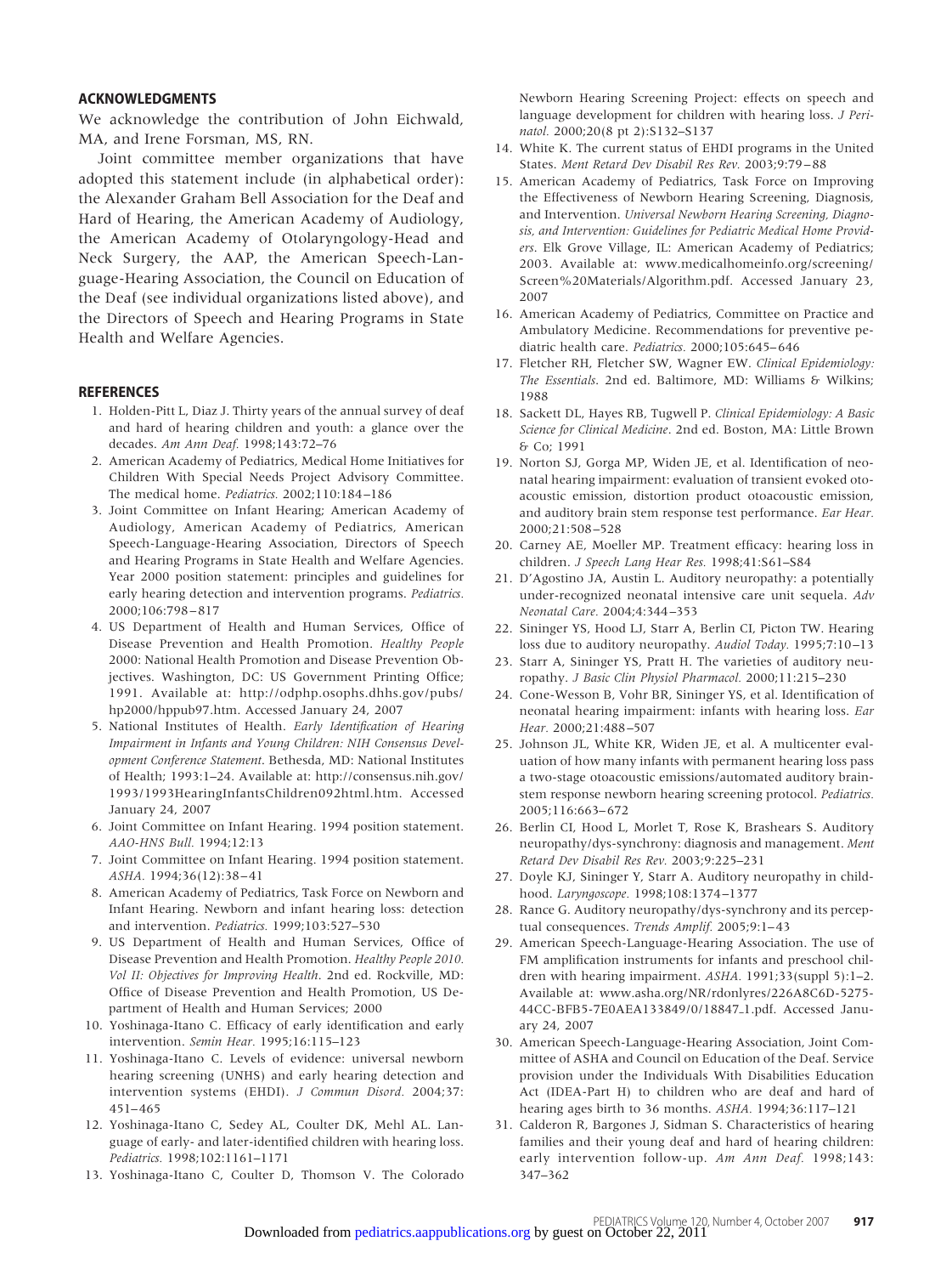## ACKNOWLEDGMENTS

We acknowledge the contribution of John Eichwald, MA, and Irene Forsman, MS, RN.

Joint committee member organizations that have adopted this statement include (in alphabetical order): the Alexander Graham Bell Association for the Deaf and Hard of Hearing, the American Academy of Audiology, the American Academy of Otolaryngology-Head and Neck Surgery, the AAP, the American Speech-Language-Hearing Association, the Council on Education of the Deaf (see individual organizations listed above), and the Directors of Speech and Hearing Programs in State Health and Welfare Agencies.

## REFERENCES

1. Holden-Pitt L, Diaz J. Thirty years of the annual survey of deaf and hard of hearing children and youth: a glance over the decades. *Am Ann Deaf.* 1998;143:72–76
2. American Academy of Pediatrics, Medical Home Initiatives for Children With Special Needs Project Advisory Committee. The medical home. *Pediatrics.* 2002;110:184–186
3. Joint Committee on Infant Hearing; American Academy of Audiology, American Academy of Pediatrics, American Speech-Language-Hearing Association, Directors of Speech and Hearing Programs in State Health and Welfare Agencies. Year 2000 position statement: principles and guidelines for early hearing detection and intervention programs. *Pediatrics.* 2000;106:798–817
4. US Department of Health and Human Services, Office of Disease Prevention and Health Promotion. *Healthy People* 2000: National Health Promotion and Disease Prevention Objectives. Washington, DC: US Government Printing Office; 1991. Available at: http://odphp.osophs.dhhs.gov/pubs/hp2000/hppub97.htm. Accessed January 24, 2007
5. National Institutes of Health. *Early Identification of Hearing Impairment in Infants and Young Children: NIH Consensus Development Conference Statement*. Bethesda, MD: National Institutes of Health; 1993:1–24. Available at: http://consensus.nih.gov/1993/1993HearingInfantsChildren092html.htm. Accessed January 24, 2007
6. Joint Committee on Infant Hearing. 1994 position statement. *AAO-HNS Bull.* 1994;12:13
7. Joint Committee on Infant Hearing. 1994 position statement. *ASHA.* 1994;36(12):38–41
8. American Academy of Pediatrics, Task Force on Newborn and Infant Hearing. Newborn and infant hearing loss: detection and intervention. *Pediatrics.* 1999;103:527–530
9. US Department of Health and Human Services, Office of Disease Prevention and Health Promotion. *Healthy People 2010. Vol II: Objectives for Improving Health*. 2nd ed. Rockville, MD: Office of Disease Prevention and Health Promotion, US Department of Health and Human Services; 2000
10. Yoshinaga-Itano C. Efficacy of early identification and early intervention. *Semin Hear.* 1995;16:115–123
11. Yoshinaga-Itano C. Levels of evidence: universal newborn hearing screening (UNHS) and early hearing detection and intervention systems (EHDI). *J Commun Disord.* 2004;37:451–465
12. Yoshinaga-Itano C, Sedey AL, Coulter DK, Mehl AL. Language of early- and later-identified children with hearing loss. *Pediatrics.* 1998;102:1161–1171
13. Yoshinaga-Itano C, Coulter D, Thomson V. The Colorado Newborn Hearing Screening Project: effects on speech and language development for children with hearing loss. *J Perinatol.* 2000;20(8 pt 2):S132–S137
14. White K. The current status of EHDI programs in the United States. *Ment Retard Dev Disabil Res Rev.* 2003;9:79–88
15. American Academy of Pediatrics, Task Force on Improving the Effectiveness of Newborn Hearing Screening, Diagnosis, and Intervention. *Universal Newborn Hearing Screening, Diagnosis, and Intervention: Guidelines for Pediatric Medical Home Providers*. Elk Grove Village, IL: American Academy of Pediatrics; 2003. Available at: www.medicalhomeinfo.org/screening/Screen%20Materials/Algorithm.pdf. Accessed January 23, 2007
16. American Academy of Pediatrics, Committee on Practice and Ambulatory Medicine. Recommendations for preventive pediatric health care. *Pediatrics.* 2000;105:645–646
17. Fletcher RH, Fletcher SW, Wagner EW. *Clinical Epidemiology: The Essentials*. 2nd ed. Baltimore, MD: Williams & Wilkins; 1988
18. Sackett DL, Hayes RB, Tugwell P. *Clinical Epidemiology: A Basic Science for Clinical Medicine*. 2nd ed. Boston, MA: Little Brown & Co; 1991
19. Norton SJ, Gorga MP, Widen JE, et al. Identification of neonatal hearing impairment: evaluation of transient evoked otoacoustic emission, distortion product otoacoustic emission, and auditory brain stem response test performance. *Ear Hear.* 2000;21:508–528
20. Carney AE, Moeller MP. Treatment efficacy: hearing loss in children. *J Speech Lang Hear Res.* 1998;41:S61–S84
21. D'Agostino JA, Austin L. Auditory neuropathy: a potentially under-recognized neonatal intensive care unit sequela. *Adv Neonatal Care.* 2004;4:344–353
22. Sininger YS, Hood LJ, Starr A, Berlin CI, Picton TW. Hearing loss due to auditory neuropathy. *Audiol Today.* 1995;7:10–13
23. Starr A, Sininger YS, Pratt H. The varieties of auditory neuropathy. *J Basic Clin Physiol Pharmacol.* 2000;11:215–230
24. Cone-Wesson B, Vohr BR, Sininger YS, et al. Identification of neonatal hearing impairment: infants with hearing loss. *Ear Hear.* 2000;21:488–507
25. Johnson JL, White KR, Widen JE, et al. A multicenter evaluation of how many infants with permanent hearing loss pass a two-stage otoacoustic emissions/automated auditory brainstem response newborn hearing screening protocol. *Pediatrics.* 2005;116:663–672
26. Berlin CI, Hood L, Morlet T, Rose K, Brashears S. Auditory neuropathy/dys-synchrony: diagnosis and management. *Ment Retard Dev Disabil Res Rev.* 2003;9:225–231
27. Doyle KJ, Sininger Y, Starr A. Auditory neuropathy in childhood. *Laryngoscope.* 1998;108:1374–1377
28. Rance G. Auditory neuropathy/dys-synchrony and its perceptual consequences. *Trends Amplif.* 2005;9:1–43
29. American Speech-Language-Hearing Association. The use of FM amplification instruments for infants and preschool children with hearing impairment. *ASHA.* 1991;33(suppl 5):1–2. Available at: www.asha.org/NR/rdonlyres/226A8C6D-5275-44CC-BFB5-7E0AEA133849/0/18847_1.pdf. Accessed January 24, 2007
30. American Speech-Language-Hearing Association, Joint Committee of ASHA and Council on Education of the Deaf. Service provision under the Individuals With Disabilities Education Act (IDEA-Part H) to children who are deaf and hard of hearing ages birth to 36 months. *ASHA.* 1994;36:117–121
31. Calderon R, Bargones J, Sidman S. Characteristics of hearing families and their young deaf and hard of hearing children: early intervention follow-up. *Am Ann Deaf.* 1998;143:347–362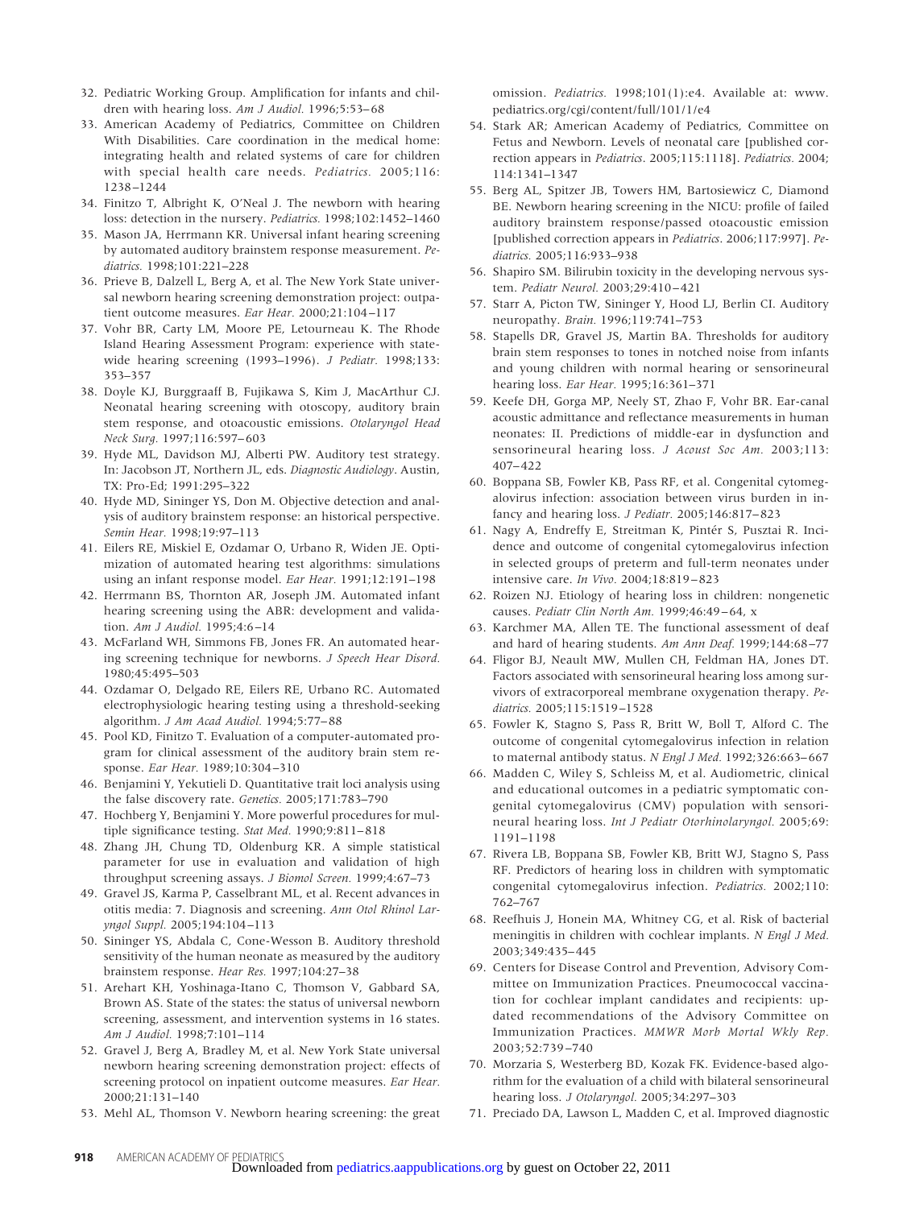32. Pediatric Working Group. Amplification for infants and children with hearing loss. *Am J Audiol.* 1996;5:53–68
33. American Academy of Pediatrics, Committee on Children With Disabilities. Care coordination in the medical home: integrating health and related systems of care for children with special health care needs. *Pediatrics.* 2005;116: 1238–1244
34. Finitzo T, Albright K, O'Neal J. The newborn with hearing loss: detection in the nursery. *Pediatrics.* 1998;102:1452–1460
35. Mason JA, Herrmann KR. Universal infant hearing screening by automated auditory brainstem response measurement. *Pediatrics.* 1998;101:221–228
36. Prieve B, Dalzell L, Berg A, et al. The New York State universal newborn hearing screening demonstration project: outpatient outcome measures. *Ear Hear.* 2000;21:104–117
37. Vohr BR, Carty LM, Moore PE, Letourneau K. The Rhode Island Hearing Assessment Program: experience with statewide hearing screening (1993–1996). *J Pediatr.* 1998;133: 353–357
38. Doyle KJ, Burggraaff B, Fujikawa S, Kim J, MacArthur CJ. Neonatal hearing screening with otoscopy, auditory brain stem response, and otoacoustic emissions. *Otolaryngol Head Neck Surg.* 1997;116:597–603
39. Hyde ML, Davidson MJ, Alberti PW. Auditory test strategy. In: Jacobson JT, Northern JL, eds. *Diagnostic Audiology*. Austin, TX: Pro-Ed; 1991:295–322
40. Hyde MD, Sininger YS, Don M. Objective detection and analysis of auditory brainstem response: an historical perspective. *Semin Hear.* 1998;19:97–113
41. Eilers RE, Miskiel E, Ozdamar O, Urbano R, Widen JE. Optimization of automated hearing test algorithms: simulations using an infant response model. *Ear Hear.* 1991;12:191–198
42. Herrmann BS, Thornton AR, Joseph JM. Automated infant hearing screening using the ABR: development and validation. *Am J Audiol.* 1995;4:6–14
43. McFarland WH, Simmons FB, Jones FR. An automated hearing screening technique for newborns. *J Speech Hear Disord.* 1980;45:495–503
44. Ozdamar O, Delgado RE, Eilers RE, Urbano RC. Automated electrophysiologic hearing testing using a threshold-seeking algorithm. *J Am Acad Audiol.* 1994;5:77–88
45. Pool KD, Finitzo T. Evaluation of a computer-automated program for clinical assessment of the auditory brain stem response. *Ear Hear.* 1989;10:304–310
46. Benjamini Y, Yekutieli D. Quantitative trait loci analysis using the false discovery rate. *Genetics.* 2005;171:783–790
47. Hochberg Y, Benjamini Y. More powerful procedures for multiple significance testing. *Stat Med.* 1990;9:811–818
48. Zhang JH, Chung TD, Oldenburg KR. A simple statistical parameter for use in evaluation and validation of high throughput screening assays. *J Biomol Screen.* 1999;4:67–73
49. Gravel JS, Karma P, Casselbrant ML, et al. Recent advances in otitis media: 7. Diagnosis and screening. *Ann Otol Rhinol Laryngol Suppl.* 2005;194:104–113
50. Sininger YS, Abdala C, Cone-Wesson B. Auditory threshold sensitivity of the human neonate as measured by the auditory brainstem response. *Hear Res.* 1997;104:27–38
51. Arehart KH, Yoshinaga-Itano C, Thomson V, Gabbard SA, Brown AS. State of the states: the status of universal newborn screening, assessment, and intervention systems in 16 states. *Am J Audiol.* 1998;7:101–114
52. Gravel J, Berg A, Bradley M, et al. New York State universal newborn hearing screening demonstration project: effects of screening protocol on inpatient outcome measures. *Ear Hear.* 2000;21:131–140
53. Mehl AL, Thomson V. Newborn hearing screening: the great omission. *Pediatrics.* 1998;101(1):e4. Available at: www.pediatrics.org/cgi/content/full/101/1/e4
54. Stark AR; American Academy of Pediatrics, Committee on Fetus and Newborn. Levels of neonatal care [published correction appears in *Pediatrics*. 2005;115:1118]. *Pediatrics.* 2004; 114:1341–1347
55. Berg AL, Spitzer JB, Towers HM, Bartosiewicz C, Diamond BE. Newborn hearing screening in the NICU: profile of failed auditory brainstem response/passed otoacoustic emission [published correction appears in *Pediatrics*. 2006;117:997]. *Pediatrics.* 2005;116:933–938
56. Shapiro SM. Bilirubin toxicity in the developing nervous system. *Pediatr Neurol.* 2003;29:410–421
57. Starr A, Picton TW, Sininger Y, Hood LJ, Berlin CI. Auditory neuropathy. *Brain.* 1996;119:741–753
58. Stapells DR, Gravel JS, Martin BA. Thresholds for auditory brain stem responses to tones in notched noise from infants and young children with normal hearing or sensorineural hearing loss. *Ear Hear.* 1995;16:361–371
59. Keefe DH, Gorga MP, Neely ST, Zhao F, Vohr BR. Ear-canal acoustic admittance and reflectance measurements in human neonates: II. Predictions of middle-ear in dysfunction and sensorineural hearing loss. *J Acoust Soc Am.* 2003;113: 407–422
60. Boppana SB, Fowler KB, Pass RF, et al. Congenital cytomegalovirus infection: association between virus burden in infancy and hearing loss. *J Pediatr.* 2005;146:817–823
61. Nagy A, Endreffy E, Streitman K, Pintér S, Pusztai R. Incidence and outcome of congenital cytomegalovirus infection in selected groups of preterm and full-term neonates under intensive care. *In Vivo.* 2004;18:819–823
62. Roizen NJ. Etiology of hearing loss in children: nongenetic causes. *Pediatr Clin North Am.* 1999;46:49–64, x
63. Karchmer MA, Allen TE. The functional assessment of deaf and hard of hearing students. *Am Ann Deaf.* 1999;144:68–77
64. Fligor BJ, Neault MW, Mullen CH, Feldman HA, Jones DT. Factors associated with sensorineural hearing loss among survivors of extracorporeal membrane oxygenation therapy. *Pediatrics.* 2005;115:1519–1528
65. Fowler K, Stagno S, Pass R, Britt W, Boll T, Alford C. The outcome of congenital cytomegalovirus infection in relation to maternal antibody status. *N Engl J Med.* 1992;326:663–667
66. Madden C, Wiley S, Schleiss M, et al. Audiometric, clinical and educational outcomes in a pediatric symptomatic congenital cytomegalovirus (CMV) population with sensorineural hearing loss. *Int J Pediatr Otorhinolaryngol.* 2005;69: 1191–1198
67. Rivera LB, Boppana SB, Fowler KB, Britt WJ, Stagno S, Pass RF. Predictors of hearing loss in children with symptomatic congenital cytomegalovirus infection. *Pediatrics.* 2002;110: 762–767
68. Reefhuis J, Honein MA, Whitney CG, et al. Risk of bacterial meningitis in children with cochlear implants. *N Engl J Med.* 2003;349:435–445
69. Centers for Disease Control and Prevention, Advisory Committee on Immunization Practices. Pneumococcal vaccination for cochlear implant candidates and recipients: updated recommendations of the Advisory Committee on Immunization Practices. *MMWR Morb Mortal Wkly Rep.* 2003;52:739–740
70. Morzaria S, Westerberg BD, Kozak FK. Evidence-based algorithm for the evaluation of a child with bilateral sensorineural hearing loss. *J Otolaryngol.* 2005;34:297–303
71. Preciado DA, Lawson L, Madden C, et al. Improved diagnostic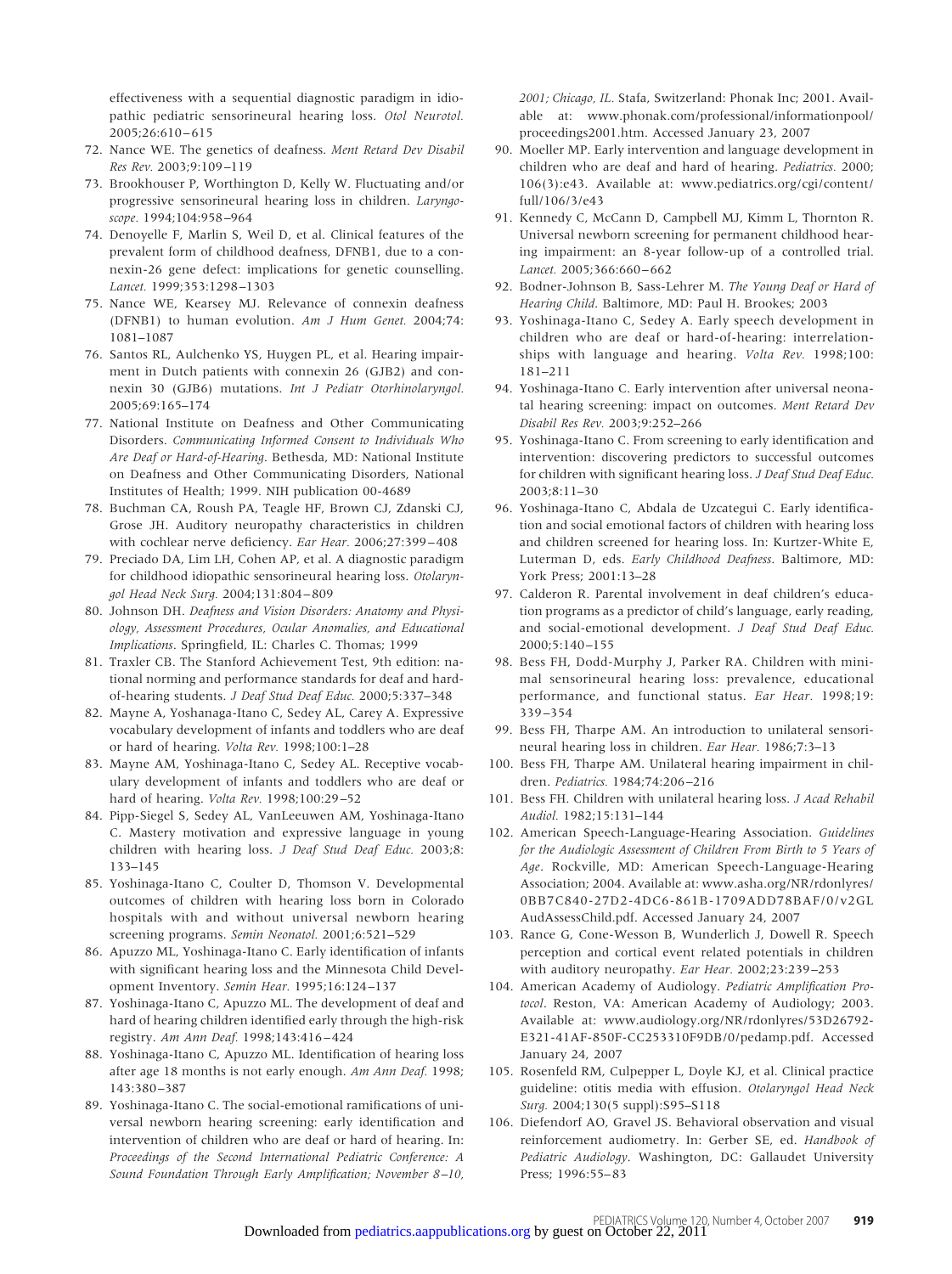effectiveness with a sequential diagnostic paradigm in idiopathic pediatric sensorineural hearing loss. *Otol Neurotol.* 2005;26:610–615

72. Nance WE. The genetics of deafness. *Ment Retard Dev Disabil Res Rev.* 2003;9:109–119
73. Brookhouser P, Worthington D, Kelly W. Fluctuating and/or progressive sensorineural hearing loss in children. *Laryngoscope.* 1994;104:958–964
74. Denoyelle F, Marlin S, Weil D, et al. Clinical features of the prevalent form of childhood deafness, DFNB1, due to a connexin-26 gene defect: implications for genetic counselling. *Lancet.* 1999;353:1298–1303
75. Nance WE, Kearsey MJ. Relevance of connexin deafness (DFNB1) to human evolution. *Am J Hum Genet.* 2004;74:1081–1087
76. Santos RL, Aulchenko YS, Huygen PL, et al. Hearing impairment in Dutch patients with connexin 26 (GJB2) and connexin 30 (GJB6) mutations. *Int J Pediatr Otorhinolaryngol.* 2005;69:165–174
77. National Institute on Deafness and Other Communicating Disorders. *Communicating Informed Consent to Individuals Who Are Deaf or Hard-of-Hearing*. Bethesda, MD: National Institute on Deafness and Other Communicating Disorders, National Institutes of Health; 1999. NIH publication 00-4689
78. Buchman CA, Roush PA, Teagle HF, Brown CJ, Zdanski CJ, Grose JH. Auditory neuropathy characteristics in children with cochlear nerve deficiency. *Ear Hear.* 2006;27:399–408
79. Preciado DA, Lim LH, Cohen AP, et al. A diagnostic paradigm for childhood idiopathic sensorineural hearing loss. *Otolaryngol Head Neck Surg.* 2004;131:804–809
80. Johnson DH. *Deafness and Vision Disorders: Anatomy and Physiology, Assessment Procedures, Ocular Anomalies, and Educational Implications*. Springfield, IL: Charles C. Thomas; 1999
81. Traxler CB. The Stanford Achievement Test, 9th edition: national norming and performance standards for deaf and hard-of-hearing students. *J Deaf Stud Deaf Educ.* 2000;5:337–348
82. Mayne A, Yoshanaga-Itano C, Sedey AL, Carey A. Expressive vocabulary development of infants and toddlers who are deaf or hard of hearing. *Volta Rev.* 1998;100:1–28
83. Mayne AM, Yoshinaga-Itano C, Sedey AL. Receptive vocabulary development of infants and toddlers who are deaf or hard of hearing. *Volta Rev.* 1998;100:29–52
84. Pipp-Siegel S, Sedey AL, VanLeeuwen AM, Yoshinaga-Itano C. Mastery motivation and expressive language in young children with hearing loss. *J Deaf Stud Deaf Educ.* 2003;8:133–145
85. Yoshinaga-Itano C, Coulter D, Thomson V. Developmental outcomes of children with hearing loss born in Colorado hospitals with and without universal newborn hearing screening programs. *Semin Neonatol.* 2001;6:521–529
86. Apuzzo ML, Yoshinaga-Itano C. Early identification of infants with significant hearing loss and the Minnesota Child Development Inventory. *Semin Hear.* 1995;16:124–137
87. Yoshinaga-Itano C, Apuzzo ML. The development of deaf and hard of hearing children identified early through the high-risk registry. *Am Ann Deaf.* 1998;143:416–424
88. Yoshinaga-Itano C, Apuzzo ML. Identification of hearing loss after age 18 months is not early enough. *Am Ann Deaf.* 1998;143:380–387
89. Yoshinaga-Itano C. The social-emotional ramifications of universal newborn hearing screening: early identification and intervention of children who are deaf or hard of hearing. In: *Proceedings of the Second International Pediatric Conference: A Sound Foundation Through Early Amplification; November 8–10, 2001; Chicago, IL.* Stafa, Switzerland: Phonak Inc; 2001. Available at: www.phonak.com/professional/informationpool/proceedings2001.htm. Accessed January 23, 2007
90. Moeller MP. Early intervention and language development in children who are deaf and hard of hearing. *Pediatrics.* 2000;106(3):e43. Available at: www.pediatrics.org/cgi/content/full/106/3/e43
91. Kennedy C, McCann D, Campbell MJ, Kimm L, Thornton R. Universal newborn screening for permanent childhood hearing impairment: an 8-year follow-up of a controlled trial. *Lancet.* 2005;366:660–662
92. Bodner-Johnson B, Sass-Lehrer M. *The Young Deaf or Hard of Hearing Child*. Baltimore, MD: Paul H. Brookes; 2003
93. Yoshinaga-Itano C, Sedey A. Early speech development in children who are deaf or hard-of-hearing: interrelationships with language and hearing. *Volta Rev.* 1998;100:181–211
94. Yoshinaga-Itano C. Early intervention after universal neonatal hearing screening: impact on outcomes. *Ment Retard Dev Disabil Res Rev.* 2003;9:252–266
95. Yoshinaga-Itano C. From screening to early identification and intervention: discovering predictors to successful outcomes for children with significant hearing loss. *J Deaf Stud Deaf Educ.* 2003;8:11–30
96. Yoshinaga-Itano C, Abdala de Uzcategui C. Early identification and social emotional factors of children with hearing loss and children screened for hearing loss. In: Kurtzer-White E, Luterman D, eds. *Early Childhood Deafness*. Baltimore, MD: York Press; 2001:13–28
97. Calderon R. Parental involvement in deaf children's education programs as a predictor of child's language, early reading, and social-emotional development. *J Deaf Stud Deaf Educ.* 2000;5:140–155
98. Bess FH, Dodd-Murphy J, Parker RA. Children with minimal sensorineural hearing loss: prevalence, educational performance, and functional status. *Ear Hear.* 1998;19:339–354
99. Bess FH, Tharpe AM. An introduction to unilateral sensorineural hearing loss in children. *Ear Hear.* 1986;7:3–13
100. Bess FH, Tharpe AM. Unilateral hearing impairment in children. *Pediatrics.* 1984;74:206–216
101. Bess FH. Children with unilateral hearing loss. *J Acad Rehabil Audiol.* 1982;15:131–144
102. American Speech-Language-Hearing Association. *Guidelines for the Audiologic Assessment of Children From Birth to 5 Years of Age*. Rockville, MD: American Speech-Language-Hearing Association; 2004. Available at: www.asha.org/NR/rdonlyres/0BB7C840-27D2-4DC6-861B-1709ADD78BAF/0/v2GLAudAssessChild.pdf. Accessed January 24, 2007
103. Rance G, Cone-Wesson B, Wunderlich J, Dowell R. Speech perception and cortical event related potentials in children with auditory neuropathy. *Ear Hear.* 2002;23:239–253
104. American Academy of Audiology. *Pediatric Amplification Protocol*. Reston, VA: American Academy of Audiology; 2003. Available at: www.audiology.org/NR/rdonlyres/53D26792-E321-41AF-850F-CC253310F9DB/0/pedamp.pdf. Accessed January 24, 2007
105. Rosenfeld RM, Culpepper L, Doyle KJ, et al. Clinical practice guideline: otitis media with effusion. *Otolaryngol Head Neck Surg.* 2004;130(5 suppl):S95–S118
106. Diefendorf AO, Gravel JS. Behavioral observation and visual reinforcement audiometry. In: Gerber SE, ed. *Handbook of Pediatric Audiology*. Washington, DC: Gallaudet University Press; 1996:55–83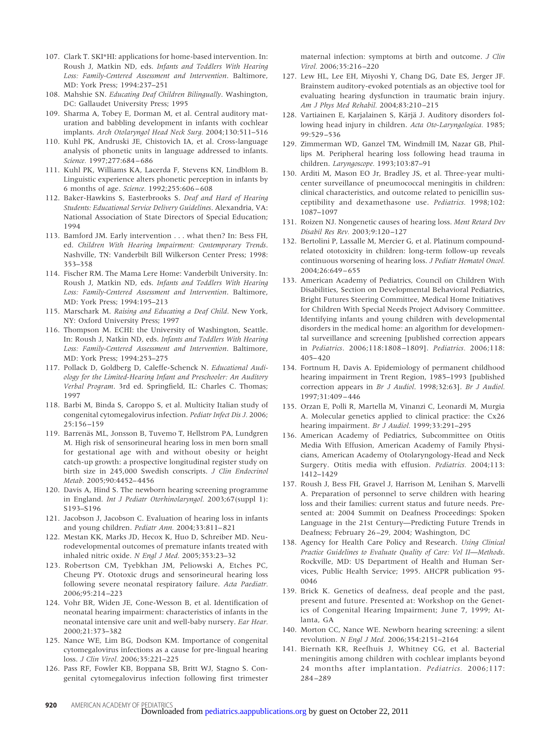107. Clark T. SKI*HI: applications for home-based intervention. In: Roush J, Matkin ND, eds. *Infants and Toddlers With Hearing Loss: Family-Centered Assessment and Intervention*. Baltimore, MD: York Press; 1994:237–251
108. Mahshie SN. *Educating Deaf Children Bilingually*. Washington, DC: Gallaudet University Press; 1995
109. Sharma A, Tobey E, Dorman M, et al. Central auditory maturation and babbling development in infants with cochlear implants. *Arch Otolaryngol Head Neck Surg.* 2004;130:511–516
110. Kuhl PK, Andruski JE, Chistovich IA, et al. Cross-language analysis of phonetic units in language addressed to infants. *Science.* 1997;277:684–686
111. Kuhl PK, Williams KA, Lacerda F, Stevens KN, Lindblom B. Linguistic experience alters phonetic perception in infants by 6 months of age. *Science.* 1992;255:606–608
112. Baker-Hawkins S, Easterbrooks S. *Deaf and Hard of Hearing Students: Educational Service Delivery Guidelines*. Alexandria, VA: National Association of State Directors of Special Education; 1994
113. Bamford JM. Early intervention . . . what then? In: Bess FH, ed. *Children With Hearing Impairment: Contemporary Trends*. Nashville, TN: Vanderbilt Bill Wilkerson Center Press; 1998: 353–358
114. Fischer RM. The Mama Lere Home: Vanderbilt University. In: Roush J, Matkin ND, eds. *Infants and Toddlers With Hearing Loss: Family-Centered Assessment and Intervention*. Baltimore, MD: York Press; 1994:195–213
115. Marschark M. *Raising and Educating a Deaf Child*. New York, NY: Oxford University Press; 1997
116. Thompson M. ECHI: the University of Washington, Seattle. In: Roush J, Natkin ND, eds. *Infants and Toddlers With Hearing Loss: Family-Centered Assessment and Intervention*. Baltimore, MD: York Press; 1994:253–275
117. Pollack D, Goldberg D, Caleffe-Schenck N. *Educational Audiology for the Limited-Hearing Infant and Preschooler: An Auditory Verbal Program*. 3rd ed. Springfield, IL: Charles C. Thomas; 1997
118. Barbi M, Binda S, Caroppo S, et al. Multicity Italian study of congenital cytomegalovirus infection. *Pediatr Infect Dis J.* 2006; 25:156–159
119. Barrenäs ML, Jonsson B, Tuvemo T, Hellstrom PA, Lundgren M. High risk of sensorineural hearing loss in men born small for gestational age with and without obesity or height catch-up growth: a prospective longitudinal register study on birth size in 245,000 Swedish conscripts. *J Clin Endocrinol Metab.* 2005;90:4452–4456
120. Davis A, Hind S. The newborn hearing screening programme in England. *Int J Pediatr Otorhinolaryngol.* 2003;67(suppl 1): S193–S196
121. Jacobson J, Jacobson C. Evaluation of hearing loss in infants and young children. *Pediatr Ann.* 2004;33:811–821
122. Mestan KK, Marks JD, Hecox K, Huo D, Schreiber MD. Neurodevelopmental outcomes of premature infants treated with inhaled nitric oxide. *N Engl J Med.* 2005;353:23–32
123. Robertson CM, Tyebkhan JM, Peliowski A, Etches PC, Cheung PY. Ototoxic drugs and sensorineural hearing loss following severe neonatal respiratory failure. *Acta Paediatr.* 2006;95:214–223
124. Vohr BR, Widen JE, Cone-Wesson B, et al. Identification of neonatal hearing impairment: characteristics of infants in the neonatal intensive care unit and well-baby nursery. *Ear Hear.* 2000;21:373–382
125. Nance WE, Lim BG, Dodson KM. Importance of congenital cytomegalovirus infections as a cause for pre-lingual hearing loss. *J Clin Virol.* 2006;35:221–225
126. Pass RF, Fowler KB, Boppana SB, Britt WJ, Stagno S. Congenital cytomegalovirus infection following first trimester maternal infection: symptoms at birth and outcome. *J Clin Virol.* 2006;35:216–220
127. Lew HL, Lee EH, Miyoshi Y, Chang DG, Date ES, Jerger JF. Brainstem auditory-evoked potentials as an objective tool for evaluating hearing dysfunction in traumatic brain injury. *Am J Phys Med Rehabil.* 2004;83:210–215
128. Vartiainen E, Karjalainen S, Kärjä J. Auditory disorders following head injury in children. *Acta Oto-Laryngologica.* 1985; 99:529–536
129. Zimmerman WD, Ganzel TM, Windmill IM, Nazar GB, Phillips M. Peripheral hearing loss following head trauma in children. *Laryngoscope.* 1993;103:87–91
130. Arditi M, Mason EO Jr, Bradley JS, et al. Three-year multicenter surveillance of pneumococcal meningitis in children: clinical characteristics, and outcome related to penicillin susceptibility and dexamethasone use. *Pediatrics.* 1998;102: 1087–1097
131. Roizen NJ. Nongenetic causes of hearing loss. *Ment Retard Dev Disabil Res Rev.* 2003;9:120–127
132. Bertolini P, Lassalle M, Mercier G, et al. Platinum compound-related ototoxicity in children: long-term follow-up reveals continuous worsening of hearing loss. *J Pediatr Hematol Oncol.* 2004;26:649–655
133. American Academy of Pediatrics, Council on Children With Disabilities, Section on Developmental Behavioral Pediatrics, Bright Futures Steering Committee, Medical Home Initiatives for Children With Special Needs Project Advisory Committee. Identifying infants and young children with developmental disorders in the medical home: an algorithm for developmental surveillance and screening [published correction appears in *Pediatrics*. 2006;118:1808–1809]. *Pediatrics.* 2006;118: 405–420
134. Fortnum H, Davis A. Epidemiology of permanent childhood hearing impairment in Trent Region, 1985–1993 [published correction appears in *Br J Audiol*. 1998;32:63]. *Br J Audiol.* 1997;31:409–446
135. Orzan E, Polli R, Martella M, Vinanzi C, Leonardi M, Murgia A. Molecular genetics applied to clinical practice: the Cx26 hearing impairment. *Br J Audiol.* 1999;33:291–295
136. American Academy of Pediatrics, Subcommittee on Otitis Media With Effusion, American Academy of Family Physicians, American Academy of Otolaryngology-Head and Neck Surgery. Otitis media with effusion. *Pediatrics.* 2004;113: 1412–1429
137. Roush J, Bess FH, Gravel J, Harrison M, Lenihan S, Marvelli A. Preparation of personnel to serve children with hearing loss and their families: current status and future needs. Presented at: 2004 Summit on Deafness Proceedings: Spoken Language in the 21st Century—Predicting Future Trends in Deafness; February 26–29, 2004; Washington, DC
138. Agency for Health Care Policy and Research. *Using Clinical Practice Guidelines to Evaluate Quality of Care: Vol II—Methods*. Rockville, MD: US Department of Health and Human Services, Public Health Service; 1995. AHCPR publication 95-0046
139. Brick K. Genetics of deafness, deaf people and the past, present and future. Presented at: Workshop on the Genetics of Congenital Hearing Impairment; June 7, 1999; Atlanta, GA
140. Morton CC, Nance WE. Newborn hearing screening: a silent revolution. *N Engl J Med.* 2006;354:2151–2164
141. Biernath KR, Reefhuis J, Whitney CG, et al. Bacterial meningitis among children with cochlear implants beyond 24 months after implantation. *Pediatrics.* 2006;117: 284–289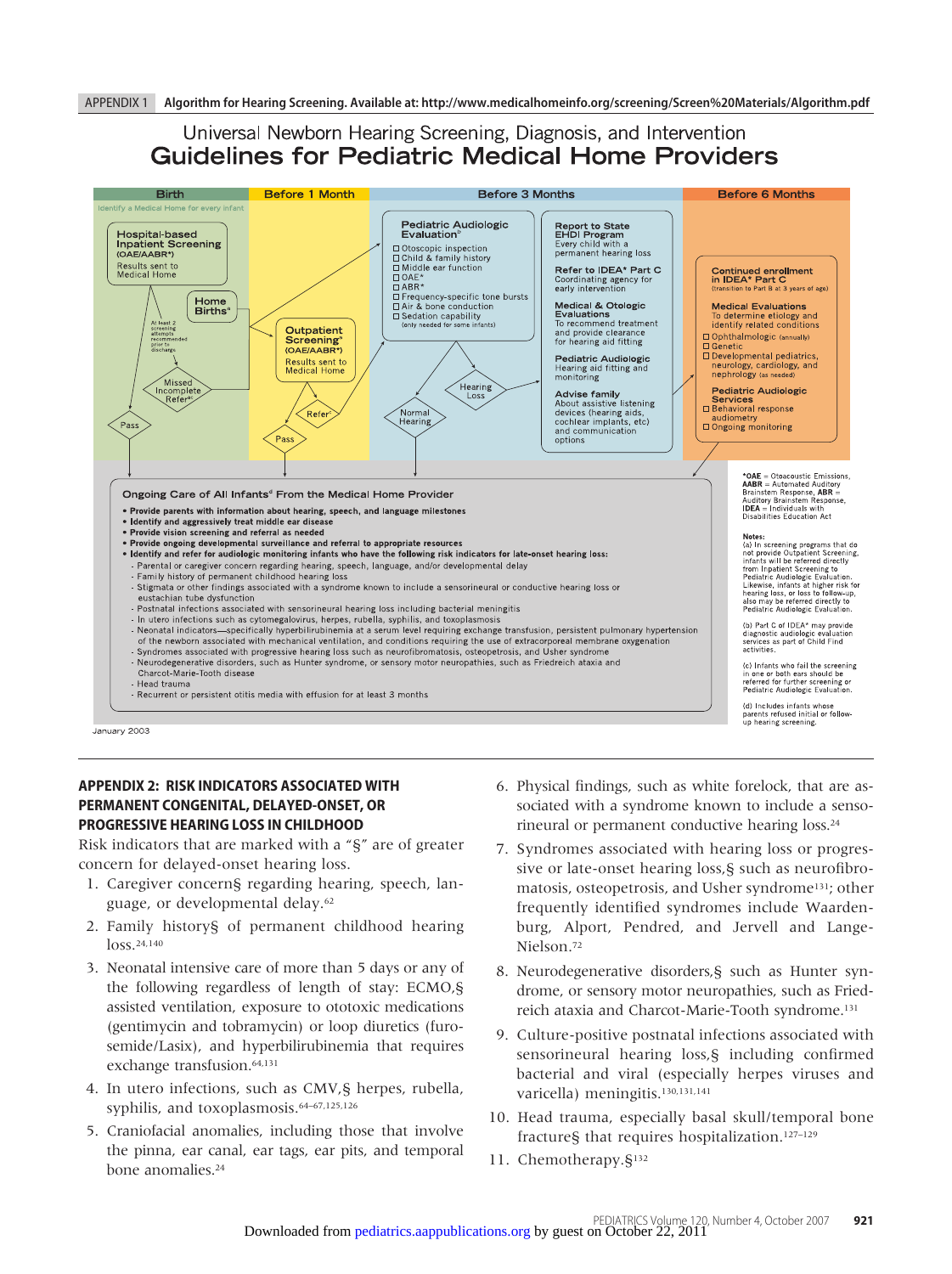APPENDIX 1 **Algorithm for Hearing Screening. Available at: http://www.medicalhomeinfo.org/screening/Screen%20Materials/Algorithm.pdf**

Universal Newborn Hearing Screening, Diagnosis, and Intervention

# Guidelines for Pediatric Medical Home Providers

**Birth**

Identify a Medical Home for every infant

**Hospital-based Inpatient Screening** (OAE/AABR*)
Results sent to Medical Home

**Home Births**[a]

At least 2 screening attempts recommended prior to discharge

Missed Incomplete Refer[a,c]

Pass

**Before 1 Month**

**Outpatient Screening**[a] (OAE/AABR*)
Results sent to Medical Home

Refer[c]

Pass

**Before 3 Months**

**Pediatric Audiologic Evaluation**[b]
- ☐ Otoscopic inspection
- ☐ Child & family history
- ☐ Middle ear function
- ☐ OAE*
- ☐ ABR*
- ☐ Frequency-specific tone bursts
- ☐ Air & bone conduction
- ☐ Sedation capability (only needed for some infants)

Normal Hearing

Hearing Loss

**Report to State EHDI Program**
Every child with a permanent hearing loss

**Refer to IDEA* Part C**
Coordinating agency for early intervention

**Medical & Otologic Evaluations**
To recommend treatment and provide clearance for hearing aid fitting

**Pediatric Audiologic**
Hearing aid fitting and monitoring

**Advise family**
About assistive listening devices (hearing aids, cochlear implants, etc) and communication options

**Before 6 Months**

**Continued enrollment in IDEA* Part C**
(transition to Part B at 3 years of age)

**Medical Evaluations**
To determine etiology and identify related conditions
- ☐ Ophthalmologic (annually)
- ☐ Genetic
- ☐ Developmental pediatrics, neurology, cardiology, and nephrology (as needed)

**Pediatric Audiologic Services**
- ☐ Behavioral response audiometry
- ☐ Ongoing monitoring

**Ongoing Care of All Infants**[d] **From the Medical Home Provider**

- **Provide parents with information about hearing, speech, and language milestones**
- **Identify and aggressively treat middle ear disease**
- **Provide vision screening and referral as needed**
- **Provide ongoing developmental surveillance and referral to appropriate resources**
- **Identify and refer for audiologic monitoring infants who have the following risk indicators for late-onset hearing loss:**
  - Parental or caregiver concern regarding hearing, speech, language, and/or developmental delay
  - Family history of permanent childhood hearing loss
  - Stigmata or other findings associated with a syndrome known to include a sensorineural or conductive hearing loss or eustachian tube dysfunction
  - Postnatal infections associated with sensorineural hearing loss including bacterial meningitis
  - In utero infections such as cytomegalovirus, herpes, rubella, syphilis, and toxoplasmosis
  - Neonatal indicators—specifically hyperbilirubinemia at a serum level requiring exchange transfusion, persistent pulmonary hypertension of the newborn associated with mechanical ventilation, and conditions requiring the use of extracorporeal membrane oxygenation
  - Syndromes associated with progressive hearing loss such as neurofibromatosis, osteopetrosis, and Usher syndrome
  - Neurodegenerative disorders, such as Hunter syndrome, or sensory motor neuropathies, such as Friedreich ataxia and Charcot-Marie-Tooth disease
  - Head trauma
  - Recurrent or persistent otitis media with effusion for at least 3 months

*OAE = Otoacoustic Emissions, **AABR** = Automated Auditory Brainstem Response, **ABR** = Auditory Brainstem Response, **IDEA** = Individuals with Disabilities Education Act

**Notes:**

(a) In screening programs that do not provide Outpatient Screening, infants will be referred directly from Inpatient Screening to Pediatric Audiologic Evaluation. Likewise, infants at higher risk for hearing loss, or loss to follow-up, also may be referred directly to Pediatric Audiologic Evaluation.

(b) Part C of IDEA* may provide diagnostic audiologic evaluation services as part of Child Find activities.

(c) Infants who fail the screening in one or both ears should be referred for further screening or Pediatric Audiologic Evaluation.

(d) Includes infants whose parents refused initial or follow-up hearing screening.

January 2003

## APPENDIX 2: RISK INDICATORS ASSOCIATED WITH PERMANENT CONGENITAL, DELAYED-ONSET, OR PROGRESSIVE HEARING LOSS IN CHILDHOOD

Risk indicators that are marked with a "§" are of greater concern for delayed-onset hearing loss.

1. Caregiver concern§ regarding hearing, speech, language, or developmental delay.[62]
2. Family history§ of permanent childhood hearing loss.[24,140]
3. Neonatal intensive care of more than 5 days or any of the following regardless of length of stay: ECMO,§ assisted ventilation, exposure to ototoxic medications (gentimycin and tobramycin) or loop diuretics (furosemide/Lasix), and hyperbilirubinemia that requires exchange transfusion.[64,131]
4. In utero infections, such as CMV,§ herpes, rubella, syphilis, and toxoplasmosis.[64–67,125,126]
5. Craniofacial anomalies, including those that involve the pinna, ear canal, ear tags, ear pits, and temporal bone anomalies.[24]
6. Physical findings, such as white forelock, that are associated with a syndrome known to include a sensorineural or permanent conductive hearing loss.[24]
7. Syndromes associated with hearing loss or progressive or late-onset hearing loss,§ such as neurofibromatosis, osteopetrosis, and Usher syndrome[131]; other frequently identified syndromes include Waardenburg, Alport, Pendred, and Jervell and Lange-Nielson.[72]
8. Neurodegenerative disorders,§ such as Hunter syndrome, or sensory motor neuropathies, such as Friedreich ataxia and Charcot-Marie-Tooth syndrome.[131]
9. Culture-positive postnatal infections associated with sensorineural hearing loss,§ including confirmed bacterial and viral (especially herpes viruses and varicella) meningitis.[130,131,141]
10. Head trauma, especially basal skull/temporal bone fracture§ that requires hospitalization.[127–129]
11. Chemotherapy.§[132]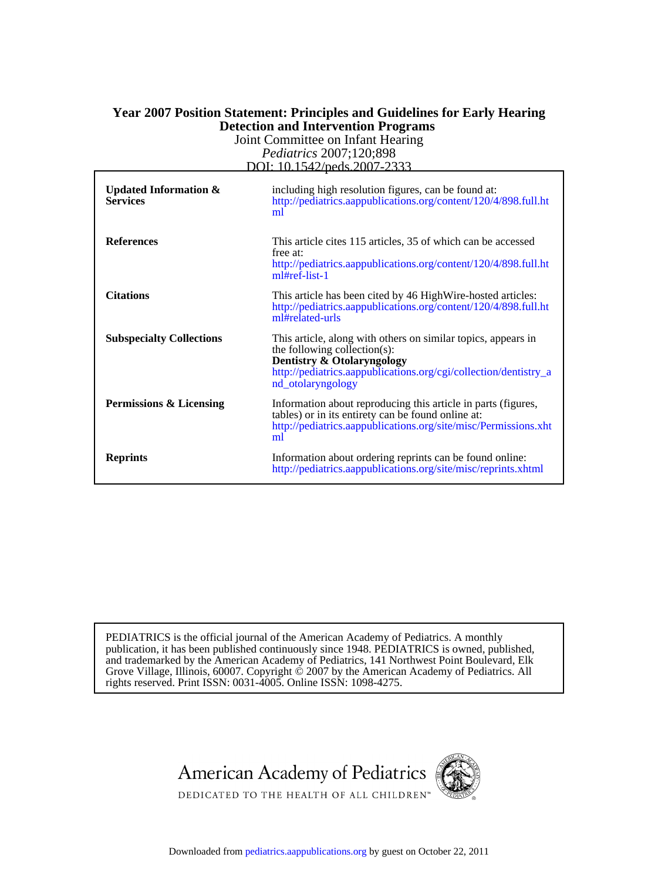**Year 2007 Position Statement: Principles and Guidelines for Early Hearing Detection and Intervention Programs**

Joint Committee on Infant Hearing

*Pediatrics* 2007;120;898

DOI: 10.1542/peds.2007-2333

| | |
|---|---|
| **Updated Information & Services** | including high resolution figures, can be found at: http://pediatrics.aappublications.org/content/120/4/898.full.html |
| **References** | This article cites 115 articles, 35 of which can be accessed free at: http://pediatrics.aappublications.org/content/120/4/898.full.html#ref-list-1 |
| **Citations** | This article has been cited by 46 HighWire-hosted articles: http://pediatrics.aappublications.org/content/120/4/898.full.html#related-urls |
| **Subspecialty Collections** | This article, along with others on similar topics, appears in the following collection(s): **Dentistry & Otolaryngology** http://pediatrics.aappublications.org/cgi/collection/dentistry_and_otolaryngology |
| **Permissions & Licensing** | Information about reproducing this article in parts (figures, tables) or in its entirety can be found online at: http://pediatrics.aappublications.org/site/misc/Permissions.xhtml |
| **Reprints** | Information about ordering reprints can be found online: http://pediatrics.aappublications.org/site/misc/reprints.xhtml |

PEDIATRICS is the official journal of the American Academy of Pediatrics. A monthly publication, it has been published continuously since 1948. PEDIATRICS is owned, published, and trademarked by the American Academy of Pediatrics, 141 Northwest Point Boulevard, Elk Grove Village, Illinois, 60007. Copyright © 2007 by the American Academy of Pediatrics. All rights reserved. Print ISSN: 0031-4005. Online ISSN: 1098-4275.

American Academy of Pediatrics

DEDICATED TO THE HEALTH OF ALL CHILDREN™

Downloaded from pediatrics.aappublications.org by guest on October 22, 2011